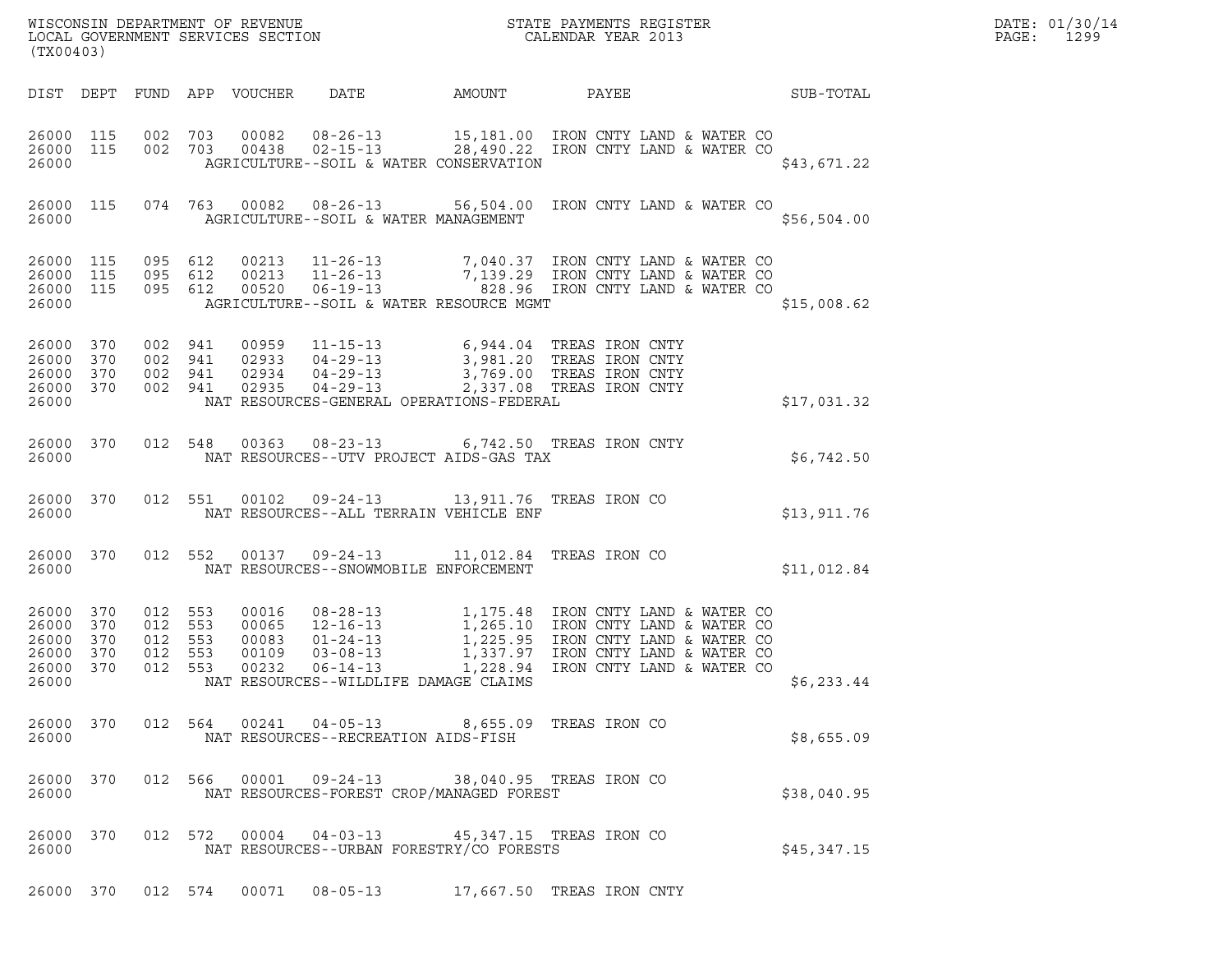WISCONSIN DEPARTMENT OF REVENUE
LOCAL GOVERNMENT SERVICES SECTION
(TX00403)

STATE PAYMENTS REGISTER
CALENDAR YEAR 2013

DATE: 01/30/14
PAGE: 1299

| DIST | DEPT | FUND | APP | VOUCHER | DATE | AMOUNT | PAYEE | SUB-TOTAL |
|---|---|---|---|---|---|---|---|---|
| 26000 | 115 | 002 | 703 | 00082 | 08-26-13 | 15,181.00 | IRON CNTY LAND & WATER CO | |
| 26000 | 115 | 002 | 703 | 00438 | 02-15-13 | 28,490.22 | IRON CNTY LAND & WATER CO | |
| 26000 | | | | | AGRICULTURE--SOIL & WATER CONSERVATION | | | $43,671.22 |
| 26000 | 115 | 074 | 763 | 00082 | 08-26-13 | 56,504.00 | IRON CNTY LAND & WATER CO | |
| 26000 | | | | | AGRICULTURE--SOIL & WATER MANAGEMENT | | | $56,504.00 |
| 26000 | 115 | 095 | 612 | 00213 | 11-26-13 | 7,040.37 | IRON CNTY LAND & WATER CO | |
| 26000 | 115 | 095 | 612 | 00213 | 11-26-13 | 7,139.29 | IRON CNTY LAND & WATER CO | |
| 26000 | 115 | 095 | 612 | 00520 | 06-19-13 | 828.96 | IRON CNTY LAND & WATER CO | |
| 26000 | | | | | AGRICULTURE--SOIL & WATER RESOURCE MGMT | | | $15,008.62 |
| 26000 | 370 | 002 | 941 | 00959 | 11-15-13 | 6,944.04 | TREAS IRON CNTY | |
| 26000 | 370 | 002 | 941 | 02933 | 04-29-13 | 3,981.20 | TREAS IRON CNTY | |
| 26000 | 370 | 002 | 941 | 02934 | 04-29-13 | 3,769.00 | TREAS IRON CNTY | |
| 26000 | 370 | 002 | 941 | 02935 | 04-29-13 | 2,337.08 | TREAS IRON CNTY | |
| 26000 | | | | | NAT RESOURCES-GENERAL OPERATIONS-FEDERAL | | | $17,031.32 |
| 26000 | 370 | 012 | 548 | 00363 | 08-23-13 | 6,742.50 | TREAS IRON CNTY | |
| 26000 | | | | | NAT RESOURCES--UTV PROJECT AIDS-GAS TAX | | | $6,742.50 |
| 26000 | 370 | 012 | 551 | 00102 | 09-24-13 | 13,911.76 | TREAS IRON CO | |
| 26000 | | | | | NAT RESOURCES--ALL TERRAIN VEHICLE ENF | | | $13,911.76 |
| 26000 | 370 | 012 | 552 | 00137 | 09-24-13 | 11,012.84 | TREAS IRON CO | |
| 26000 | | | | | NAT RESOURCES--SNOWMOBILE ENFORCEMENT | | | $11,012.84 |
| 26000 | 370 | 012 | 553 | 00016 | 08-28-13 | 1,175.48 | IRON CNTY LAND & WATER CO | |
| 26000 | 370 | 012 | 553 | 00065 | 12-16-13 | 1,265.10 | IRON CNTY LAND & WATER CO | |
| 26000 | 370 | 012 | 553 | 00083 | 01-24-13 | 1,225.95 | IRON CNTY LAND & WATER CO | |
| 26000 | 370 | 012 | 553 | 00109 | 03-08-13 | 1,337.97 | IRON CNTY LAND & WATER CO | |
| 26000 | 370 | 012 | 553 | 00232 | 06-14-13 | 1,228.94 | IRON CNTY LAND & WATER CO | |
| 26000 | | | | | NAT RESOURCES--WILDLIFE DAMAGE CLAIMS | | | $6,233.44 |
| 26000 | 370 | 012 | 564 | 00241 | 04-05-13 | 8,655.09 | TREAS IRON CO | |
| 26000 | | | | | NAT RESOURCES--RECREATION AIDS-FISH | | | $8,655.09 |
| 26000 | 370 | 012 | 566 | 00001 | 09-24-13 | 38,040.95 | TREAS IRON CO | |
| 26000 | | | | | NAT RESOURCES-FOREST CROP/MANAGED FOREST | | | $38,040.95 |
| 26000 | 370 | 012 | 572 | 00004 | 04-03-13 | 45,347.15 | TREAS IRON CO | |
| 26000 | | | | | NAT RESOURCES--URBAN FORESTRY/CO FORESTS | | | $45,347.15 |
| 26000 | 370 | 012 | 574 | 00071 | 08-05-13 | 17,667.50 | TREAS IRON CNTY | |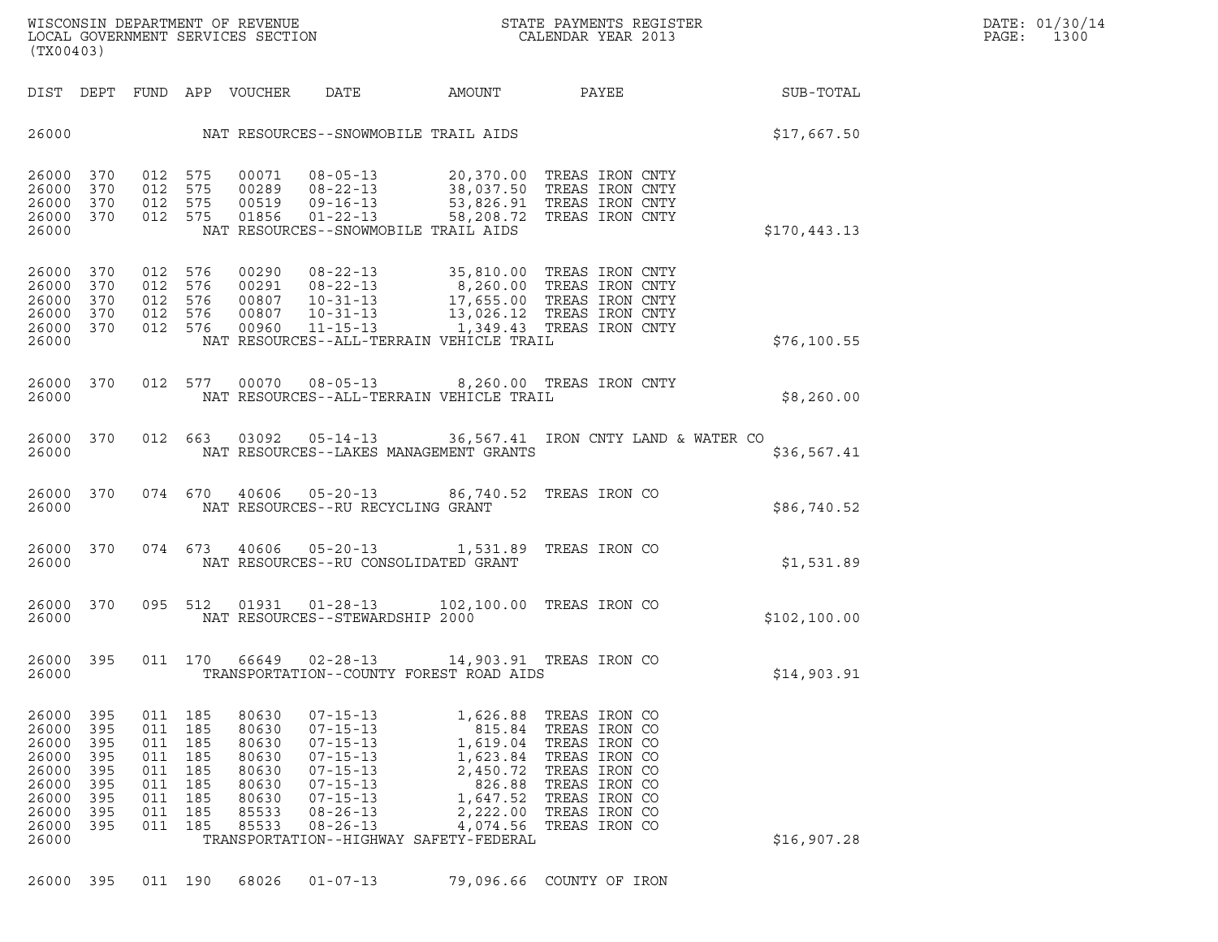WISCONSIN DEPARTMENT OF REVENUE
LOCAL GOVERNMENT SERVICES SECTION
(TX00403)

STATE PAYMENTS REGISTER
CALENDAR YEAR 2013

DATE: 01/30/14
PAGE: 1300

| DIST | DEPT | FUND | APP | VOUCHER | DATE | AMOUNT | PAYEE | SUB-TOTAL |
|---|---|---|---|---|---|---|---|---|
| 26000 | | | | NAT RESOURCES--SNOWMOBILE TRAIL AIDS | | | | $17,667.50 |
| 26000 | 370 | 012 | 575 | 00071 | 08-05-13 | 20,370.00 | TREAS IRON CNTY | |
| 26000 | 370 | 012 | 575 | 00289 | 08-22-13 | 38,037.50 | TREAS IRON CNTY | |
| 26000 | 370 | 012 | 575 | 00519 | 09-16-13 | 53,826.91 | TREAS IRON CNTY | |
| 26000 | 370 | 012 | 575 | 01856 | 01-22-13 | 58,208.72 | TREAS IRON CNTY | |
| 26000 | | | | NAT RESOURCES--SNOWMOBILE TRAIL AIDS | | | | $170,443.13 |
| 26000 | 370 | 012 | 576 | 00290 | 08-22-13 | 35,810.00 | TREAS IRON CNTY | |
| 26000 | 370 | 012 | 576 | 00291 | 08-22-13 | 8,260.00 | TREAS IRON CNTY | |
| 26000 | 370 | 012 | 576 | 00807 | 10-31-13 | 17,655.00 | TREAS IRON CNTY | |
| 26000 | 370 | 012 | 576 | 00807 | 10-31-13 | 13,026.12 | TREAS IRON CNTY | |
| 26000 | 370 | 012 | 576 | 00960 | 11-15-13 | 1,349.43 | TREAS IRON CNTY | |
| 26000 | | | | NAT RESOURCES--ALL-TERRAIN VEHICLE TRAIL | | | | $76,100.55 |
| 26000 | 370 | 012 | 577 | 00070 | 08-05-13 | 8,260.00 | TREAS IRON CNTY | |
| 26000 | | | | NAT RESOURCES--ALL-TERRAIN VEHICLE TRAIL | | | | $8,260.00 |
| 26000 | 370 | 012 | 663 | 03092 | 05-14-13 | 36,567.41 | IRON CNTY LAND & WATER CO | |
| 26000 | | | | NAT RESOURCES--LAKES MANAGEMENT GRANTS | | | | $36,567.41 |
| 26000 | 370 | 074 | 670 | 40606 | 05-20-13 | 86,740.52 | TREAS IRON CO | |
| 26000 | | | | NAT RESOURCES--RU RECYCLING GRANT | | | | $86,740.52 |
| 26000 | 370 | 074 | 673 | 40606 | 05-20-13 | 1,531.89 | TREAS IRON CO | |
| 26000 | | | | NAT RESOURCES--RU CONSOLIDATED GRANT | | | | $1,531.89 |
| 26000 | 370 | 095 | 512 | 01931 | 01-28-13 | 102,100.00 | TREAS IRON CO | |
| 26000 | | | | NAT RESOURCES--STEWARDSHIP 2000 | | | | $102,100.00 |
| 26000 | 395 | 011 | 170 | 66649 | 02-28-13 | 14,903.91 | TREAS IRON CO | |
| 26000 | | | | TRANSPORTATION--COUNTY FOREST ROAD AIDS | | | | $14,903.91 |
| 26000 | 395 | 011 | 185 | 80630 | 07-15-13 | 1,626.88 | TREAS IRON CO | |
| 26000 | 395 | 011 | 185 | 80630 | 07-15-13 | 815.84 | TREAS IRON CO | |
| 26000 | 395 | 011 | 185 | 80630 | 07-15-13 | 1,619.04 | TREAS IRON CO | |
| 26000 | 395 | 011 | 185 | 80630 | 07-15-13 | 1,623.84 | TREAS IRON CO | |
| 26000 | 395 | 011 | 185 | 80630 | 07-15-13 | 2,450.72 | TREAS IRON CO | |
| 26000 | 395 | 011 | 185 | 80630 | 07-15-13 | 826.88 | TREAS IRON CO | |
| 26000 | 395 | 011 | 185 | 80630 | 07-15-13 | 1,647.52 | TREAS IRON CO | |
| 26000 | 395 | 011 | 185 | 85533 | 08-26-13 | 2,222.00 | TREAS IRON CO | |
| 26000 | 395 | 011 | 185 | 85533 | 08-26-13 | 4,074.56 | TREAS IRON CO | |
| 26000 | | | | TRANSPORTATION--HIGHWAY SAFETY-FEDERAL | | | | $16,907.28 |
| 26000 | 395 | 011 | 190 | 68026 | 01-07-13 | 79,096.66 | COUNTY OF IRON | |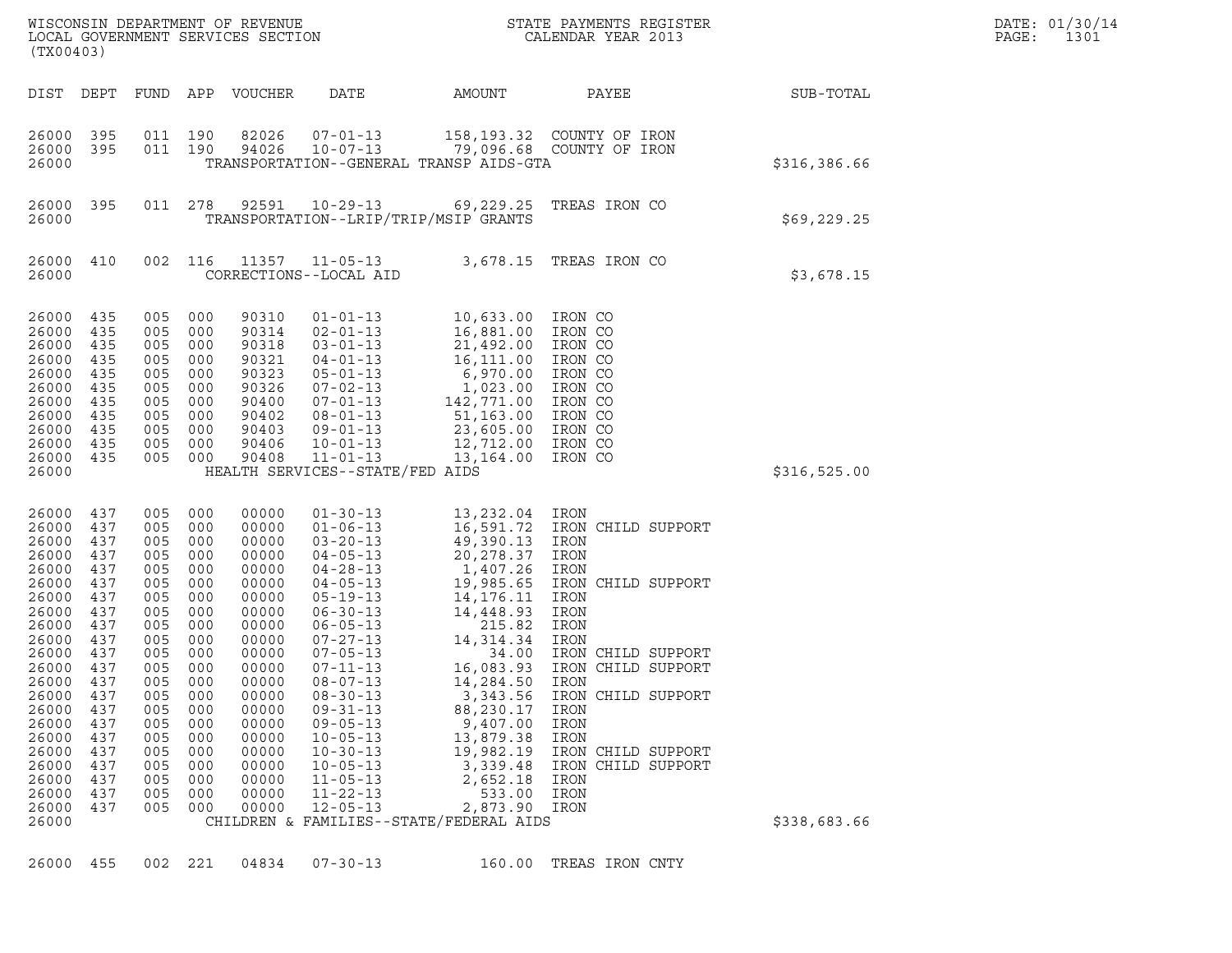WISCONSIN DEPARTMENT OF REVENUE
LOCAL GOVERNMENT SERVICES SECTION
(TX00403)

STATE PAYMENTS REGISTER
CALENDAR YEAR 2013

DATE: 01/30/14
PAGE: 1301

| DIST | DEPT | FUND | APP | VOUCHER | DATE | AMOUNT | PAYEE | SUB-TOTAL |
|---|---|---|---|---|---|---|---|---|
| 26000 | 395 | 011 | 190 | 82026 | 07-01-13 | 158,193.32 | COUNTY OF IRON | |
| 26000 | 395 | 011 | 190 | 94026 | 10-07-13 | 79,096.68 | COUNTY OF IRON | |
| 26000 | | | | | TRANSPORTATION--GENERAL TRANSP AIDS-GTA | | | $316,386.66 |
| 26000 | 395 | 011 | 278 | 92591 | 10-29-13 | 69,229.25 | TREAS IRON CO | |
| 26000 | | | | | TRANSPORTATION--LRIP/TRIP/MSIP GRANTS | | | $69,229.25 |
| 26000 | 410 | 002 | 116 | 11357 | 11-05-13 | 3,678.15 | TREAS IRON CO | |
| 26000 | | | | | CORRECTIONS--LOCAL AID | | | $3,678.15 |
| 26000 | 435 | 005 | 000 | 90310 | 01-01-13 | 10,633.00 | IRON CO | |
| 26000 | 435 | 005 | 000 | 90314 | 02-01-13 | 16,881.00 | IRON CO | |
| 26000 | 435 | 005 | 000 | 90318 | 03-01-13 | 21,492.00 | IRON CO | |
| 26000 | 435 | 005 | 000 | 90321 | 04-01-13 | 16,111.00 | IRON CO | |
| 26000 | 435 | 005 | 000 | 90323 | 05-01-13 | 6,970.00 | IRON CO | |
| 26000 | 435 | 005 | 000 | 90326 | 07-02-13 | 1,023.00 | IRON CO | |
| 26000 | 435 | 005 | 000 | 90400 | 07-01-13 | 142,771.00 | IRON CO | |
| 26000 | 435 | 005 | 000 | 90402 | 08-01-13 | 51,163.00 | IRON CO | |
| 26000 | 435 | 005 | 000 | 90403 | 09-01-13 | 23,605.00 | IRON CO | |
| 26000 | 435 | 005 | 000 | 90406 | 10-01-13 | 12,712.00 | IRON CO | |
| 26000 | 435 | 005 | 000 | 90408 | 11-01-13 | 13,164.00 | IRON CO | |
| 26000 | | | | | HEALTH SERVICES--STATE/FED AIDS | | | $316,525.00 |
| 26000 | 437 | 005 | 000 | 00000 | 01-30-13 | 13,232.04 | IRON | |
| 26000 | 437 | 005 | 000 | 00000 | 01-06-13 | 16,591.72 | IRON CHILD SUPPORT | |
| 26000 | 437 | 005 | 000 | 00000 | 03-20-13 | 49,390.13 | IRON | |
| 26000 | 437 | 005 | 000 | 00000 | 04-05-13 | 20,278.37 | IRON | |
| 26000 | 437 | 005 | 000 | 00000 | 04-28-13 | 1,407.26 | IRON | |
| 26000 | 437 | 005 | 000 | 00000 | 04-05-13 | 19,985.65 | IRON CHILD SUPPORT | |
| 26000 | 437 | 005 | 000 | 00000 | 05-19-13 | 14,176.11 | IRON | |
| 26000 | 437 | 005 | 000 | 00000 | 06-30-13 | 14,448.93 | IRON | |
| 26000 | 437 | 005 | 000 | 00000 | 06-05-13 | 215.82 | IRON | |
| 26000 | 437 | 005 | 000 | 00000 | 07-27-13 | 14,314.34 | IRON | |
| 26000 | 437 | 005 | 000 | 00000 | 07-05-13 | 34.00 | IRON CHILD SUPPORT | |
| 26000 | 437 | 005 | 000 | 00000 | 07-11-13 | 16,083.93 | IRON CHILD SUPPORT | |
| 26000 | 437 | 005 | 000 | 00000 | 08-07-13 | 14,284.50 | IRON | |
| 26000 | 437 | 005 | 000 | 00000 | 08-30-13 | 3,343.56 | IRON CHILD SUPPORT | |
| 26000 | 437 | 005 | 000 | 00000 | 09-31-13 | 88,230.17 | IRON | |
| 26000 | 437 | 005 | 000 | 00000 | 09-05-13 | 9,407.00 | IRON | |
| 26000 | 437 | 005 | 000 | 00000 | 10-05-13 | 13,879.38 | IRON | |
| 26000 | 437 | 005 | 000 | 00000 | 10-30-13 | 19,982.19 | IRON CHILD SUPPORT | |
| 26000 | 437 | 005 | 000 | 00000 | 10-05-13 | 3,339.48 | IRON CHILD SUPPORT | |
| 26000 | 437 | 005 | 000 | 00000 | 11-05-13 | 2,652.18 | IRON | |
| 26000 | 437 | 005 | 000 | 00000 | 11-22-13 | 533.00 | IRON | |
| 26000 | 437 | 005 | 000 | 00000 | 12-05-13 | 2,873.90 | IRON | |
| 26000 | | | | | CHILDREN & FAMILIES--STATE/FEDERAL AIDS | | | $338,683.66 |
| 26000 | 455 | 002 | 221 | 04834 | 07-30-13 | 160.00 | TREAS IRON CNTY | |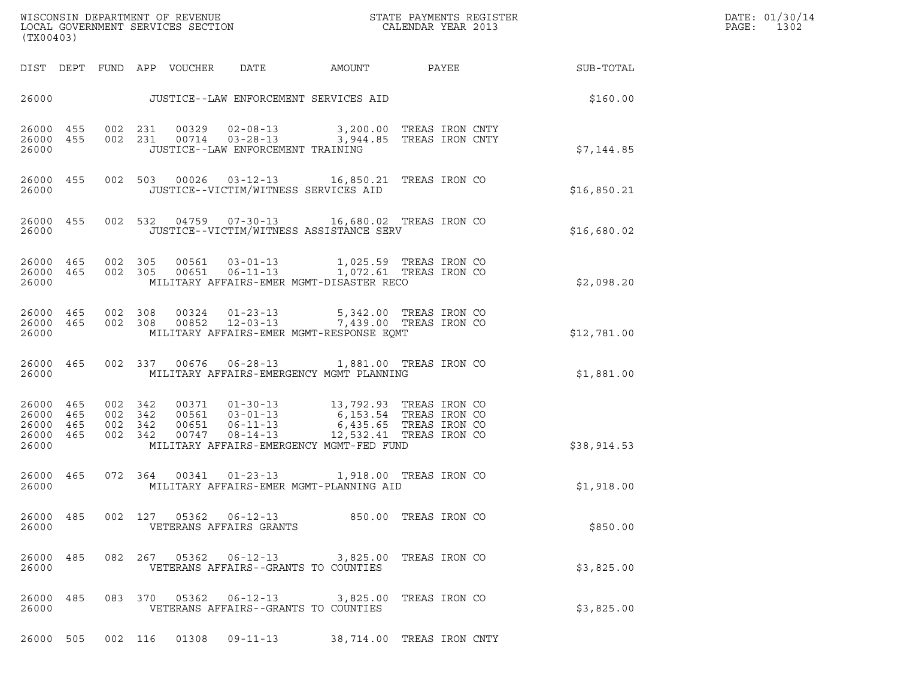WISCONSIN DEPARTMENT OF REVENUE
LOCAL GOVERNMENT SERVICES SECTION
(TX00403)

STATE PAYMENTS REGISTER
CALENDAR YEAR 2013

DATE: 01/30/14

| DIST | DEPT | FUND | APP | VOUCHER | DATE | AMOUNT | PAYEE | SUB-TOTAL |
|---|---|---|---|---|---|---|---|---|
| 26000 | | | | JUSTICE--LAW ENFORCEMENT SERVICES AID | | | | $160.00 |
| 26000 | 455 | 002 | 231 | 00329 | 02-08-13 | 3,200.00 | TREAS IRON CNTY | |
| 26000 | 455 | 002 | 231 | 00714 | 03-28-13 | 3,944.85 | TREAS IRON CNTY | |
| 26000 | | | | JUSTICE--LAW ENFORCEMENT TRAINING | | | | $7,144.85 |
| 26000 | 455 | 002 | 503 | 00026 | 03-12-13 | 16,850.21 | TREAS IRON CO | |
| 26000 | | | | JUSTICE--VICTIM/WITNESS SERVICES AID | | | | $16,850.21 |
| 26000 | 455 | 002 | 532 | 04759 | 07-30-13 | 16,680.02 | TREAS IRON CO | |
| 26000 | | | | JUSTICE--VICTIM/WITNESS ASSISTANCE SERV | | | | $16,680.02 |
| 26000 | 465 | 002 | 305 | 00561 | 03-01-13 | 1,025.59 | TREAS IRON CO | |
| 26000 | 465 | 002 | 305 | 00651 | 06-11-13 | 1,072.61 | TREAS IRON CO | |
| 26000 | | | | MILITARY AFFAIRS-EMER MGMT-DISASTER RECO | | | | $2,098.20 |
| 26000 | 465 | 002 | 308 | 00324 | 01-23-13 | 5,342.00 | TREAS IRON CO | |
| 26000 | 465 | 002 | 308 | 00852 | 12-03-13 | 7,439.00 | TREAS IRON CO | |
| 26000 | | | | MILITARY AFFAIRS-EMER MGMT-RESPONSE EQMT | | | | $12,781.00 |
| 26000 | 465 | 002 | 337 | 00676 | 06-28-13 | 1,881.00 | TREAS IRON CO | |
| 26000 | | | | MILITARY AFFAIRS-EMERGENCY MGMT PLANNING | | | | $1,881.00 |
| 26000 | 465 | 002 | 342 | 00371 | 01-30-13 | 13,792.93 | TREAS IRON CO | |
| 26000 | 465 | 002 | 342 | 00561 | 03-01-13 | 6,153.54 | TREAS IRON CO | |
| 26000 | 465 | 002 | 342 | 00651 | 06-11-13 | 6,435.65 | TREAS IRON CO | |
| 26000 | 465 | 002 | 342 | 00747 | 08-14-13 | 12,532.41 | TREAS IRON CO | |
| 26000 | | | | MILITARY AFFAIRS-EMERGENCY MGMT-FED FUND | | | | $38,914.53 |
| 26000 | 465 | 072 | 364 | 00341 | 01-23-13 | 1,918.00 | TREAS IRON CO | |
| 26000 | | | | MILITARY AFFAIRS-EMER MGMT-PLANNING AID | | | | $1,918.00 |
| 26000 | 485 | 002 | 127 | 05362 | 06-12-13 | 850.00 | TREAS IRON CO | |
| 26000 | | | | VETERANS AFFAIRS GRANTS | | | | $850.00 |
| 26000 | 485 | 082 | 267 | 05362 | 06-12-13 | 3,825.00 | TREAS IRON CO | |
| 26000 | | | | VETERANS AFFAIRS--GRANTS TO COUNTIES | | | | $3,825.00 |
| 26000 | 485 | 083 | 370 | 05362 | 06-12-13 | 3,825.00 | TREAS IRON CO | |
| 26000 | | | | VETERANS AFFAIRS--GRANTS TO COUNTIES | | | | $3,825.00 |
| 26000 | 505 | 002 | 116 | 01308 | 09-11-13 | 38,714.00 | TREAS IRON CNTY | |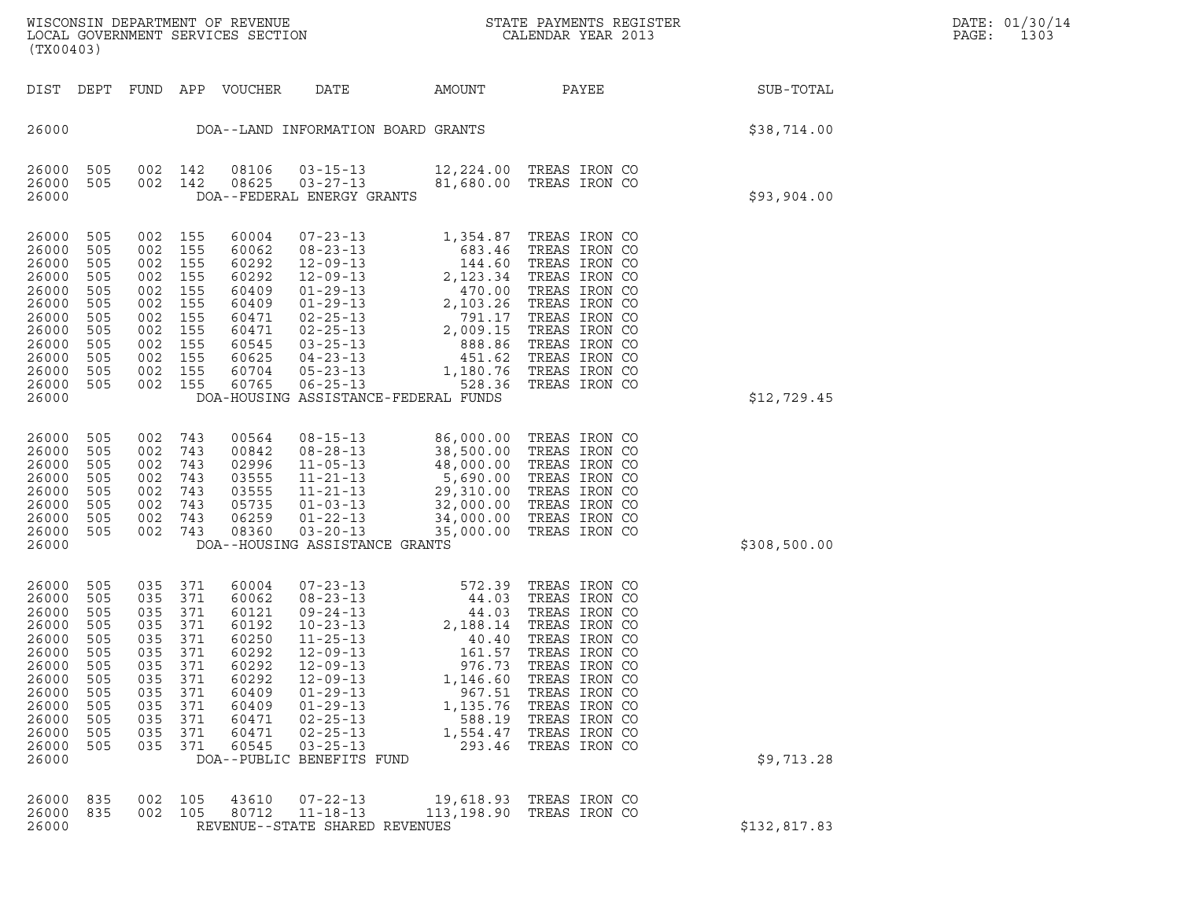| DIST | DEPT | FUND | APP | VOUCHER | DATE | AMOUNT | PAYEE | SUB-TOTAL |
|---|---|---|---|---|---|---|---|---|
| 26000 | | | | | DOA--LAND INFORMATION BOARD GRANTS | | | $38,714.00 |
| 26000 | 505 | 002 | 142 | 08106 | 03-15-13 | 12,224.00 | TREAS IRON CO | |
| 26000 | 505 | 002 | 142 | 08625 | 03-27-13 | 81,680.00 | TREAS IRON CO | |
| 26000 | | | | | DOA--FEDERAL ENERGY GRANTS | | | $93,904.00 |
| 26000 | 505 | 002 | 155 | 60004 | 07-23-13 | 1,354.87 | TREAS IRON CO | |
| 26000 | 505 | 002 | 155 | 60062 | 08-23-13 | 683.46 | TREAS IRON CO | |
| 26000 | 505 | 002 | 155 | 60292 | 12-09-13 | 144.60 | TREAS IRON CO | |
| 26000 | 505 | 002 | 155 | 60292 | 12-09-13 | 2,123.34 | TREAS IRON CO | |
| 26000 | 505 | 002 | 155 | 60409 | 01-29-13 | 470.00 | TREAS IRON CO | |
| 26000 | 505 | 002 | 155 | 60409 | 01-29-13 | 2,103.26 | TREAS IRON CO | |
| 26000 | 505 | 002 | 155 | 60471 | 02-25-13 | 791.17 | TREAS IRON CO | |
| 26000 | 505 | 002 | 155 | 60471 | 02-25-13 | 2,009.15 | TREAS IRON CO | |
| 26000 | 505 | 002 | 155 | 60545 | 03-25-13 | 888.86 | TREAS IRON CO | |
| 26000 | 505 | 002 | 155 | 60625 | 04-23-13 | 451.62 | TREAS IRON CO | |
| 26000 | 505 | 002 | 155 | 60704 | 05-23-13 | 1,180.76 | TREAS IRON CO | |
| 26000 | 505 | 002 | 155 | 60765 | 06-25-13 | 528.36 | TREAS IRON CO | |
| 26000 | | | | | DOA-HOUSING ASSISTANCE-FEDERAL FUNDS | | | $12,729.45 |
| 26000 | 505 | 002 | 743 | 00564 | 08-15-13 | 86,000.00 | TREAS IRON CO | |
| 26000 | 505 | 002 | 743 | 00842 | 08-28-13 | 38,500.00 | TREAS IRON CO | |
| 26000 | 505 | 002 | 743 | 02996 | 11-05-13 | 48,000.00 | TREAS IRON CO | |
| 26000 | 505 | 002 | 743 | 03555 | 11-21-13 | 5,690.00 | TREAS IRON CO | |
| 26000 | 505 | 002 | 743 | 03555 | 11-21-13 | 29,310.00 | TREAS IRON CO | |
| 26000 | 505 | 002 | 743 | 05735 | 01-03-13 | 32,000.00 | TREAS IRON CO | |
| 26000 | 505 | 002 | 743 | 06259 | 01-22-13 | 34,000.00 | TREAS IRON CO | |
| 26000 | 505 | 002 | 743 | 08360 | 03-20-13 | 35,000.00 | TREAS IRON CO | |
| 26000 | | | | | DOA--HOUSING ASSISTANCE GRANTS | | | $308,500.00 |
| 26000 | 505 | 035 | 371 | 60004 | 07-23-13 | 572.39 | TREAS IRON CO | |
| 26000 | 505 | 035 | 371 | 60062 | 08-23-13 | 44.03 | TREAS IRON CO | |
| 26000 | 505 | 035 | 371 | 60121 | 09-24-13 | 44.03 | TREAS IRON CO | |
| 26000 | 505 | 035 | 371 | 60192 | 10-23-13 | 2,188.14 | TREAS IRON CO | |
| 26000 | 505 | 035 | 371 | 60250 | 11-25-13 | 40.40 | TREAS IRON CO | |
| 26000 | 505 | 035 | 371 | 60292 | 12-09-13 | 161.57 | TREAS IRON CO | |
| 26000 | 505 | 035 | 371 | 60292 | 12-09-13 | 976.73 | TREAS IRON CO | |
| 26000 | 505 | 035 | 371 | 60292 | 12-09-13 | 1,146.60 | TREAS IRON CO | |
| 26000 | 505 | 035 | 371 | 60409 | 01-29-13 | 967.51 | TREAS IRON CO | |
| 26000 | 505 | 035 | 371 | 60409 | 01-29-13 | 1,135.76 | TREAS IRON CO | |
| 26000 | 505 | 035 | 371 | 60471 | 02-25-13 | 588.19 | TREAS IRON CO | |
| 26000 | 505 | 035 | 371 | 60471 | 02-25-13 | 1,554.47 | TREAS IRON CO | |
| 26000 | 505 | 035 | 371 | 60545 | 03-25-13 | 293.46 | TREAS IRON CO | |
| 26000 | | | | | DOA--PUBLIC BENEFITS FUND | | | $9,713.28 |
| 26000 | 835 | 002 | 105 | 43610 | 07-22-13 | 19,618.93 | TREAS IRON CO | |
| 26000 | 835 | 002 | 105 | 80712 | 11-18-13 | 113,198.90 | TREAS IRON CO | |
| 26000 | | | | | REVENUE--STATE SHARED REVENUES | | | $132,817.83 |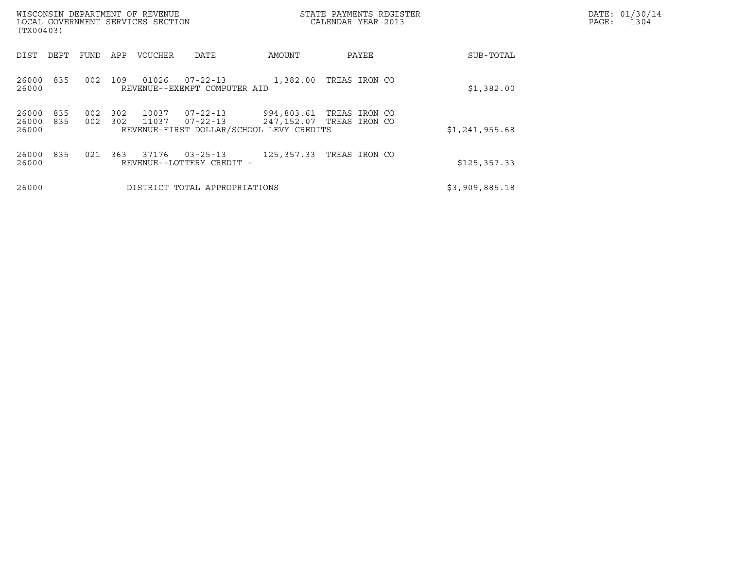| DIST | DEPT | FUND | APP | VOUCHER | DATE | AMOUNT | PAYEE | SUB-TOTAL |
|---|---|---|---|---|---|---|---|---|
| 26000 | 835 | 002 | 109 | 01026 | 07-22-13 | 1,382.00 | TREAS IRON CO | |
| 26000 | | | | REVENUE--EXEMPT COMPUTER AID | | | | $1,382.00 |
| 26000 | 835 | 002 | 302 | 10037 | 07-22-13 | 994,803.61 | TREAS IRON CO | |
| 26000 | 835 | 002 | 302 | 11037 | 07-22-13 | 247,152.07 | TREAS IRON CO | |
| 26000 | | | | REVENUE-FIRST DOLLAR/SCHOOL LEVY CREDITS | | | | $1,241,955.68 |
| 26000 | 835 | 021 | 363 | 37176 | 03-25-13 | 125,357.33 | TREAS IRON CO | |
| 26000 | | | | REVENUE--LOTTERY CREDIT - | | | | $125,357.33 |
| 26000 | | | | DISTRICT TOTAL APPROPRIATIONS | | | | $3,909,885.18 |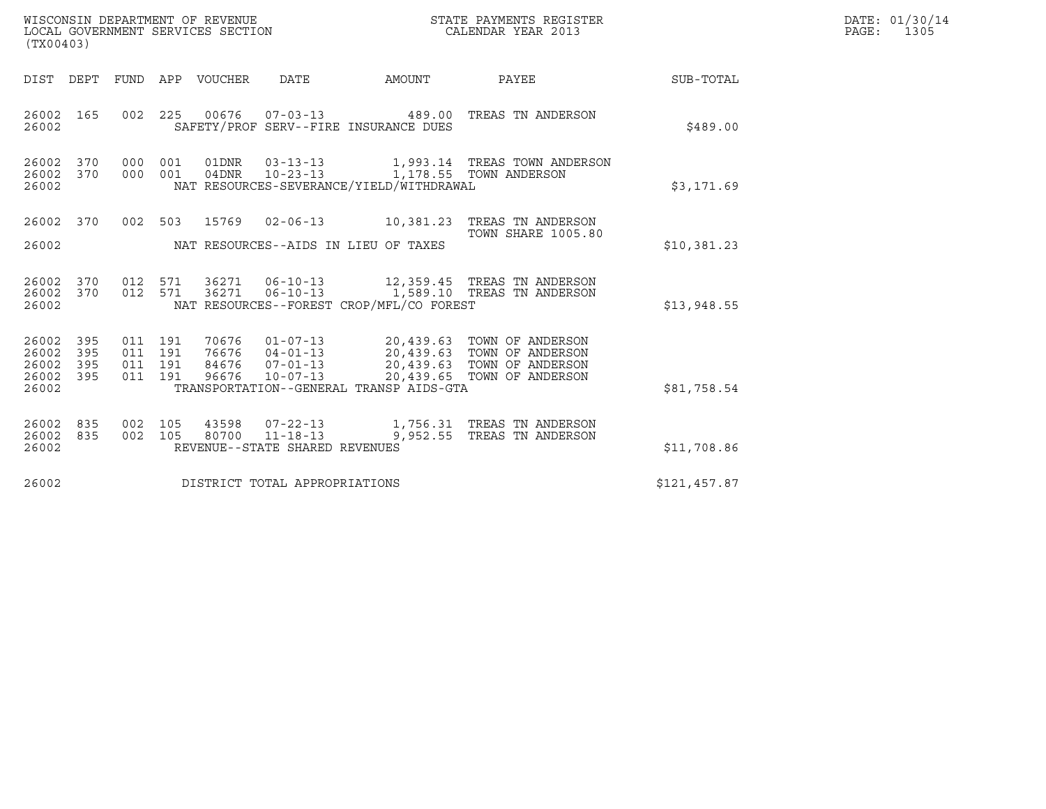WISCONSIN DEPARTMENT OF REVENUE
LOCAL GOVERNMENT SERVICES SECTION
(TX00403)

STATE PAYMENTS REGISTER
CALENDAR YEAR 2013

DATE: 01/30/14
PAGE: 1305

| DIST | DEPT | FUND | APP | VOUCHER | DATE | AMOUNT | PAYEE | SUB-TOTAL |
|---|---|---|---|---|---|---|---|---|
| 26002 | 165 | 002 | 225 | 00676 | 07-03-13 | 489.00 | TREAS TN ANDERSON | |
| 26002 | | | | SAFETY/PROF SERV--FIRE INSURANCE DUES | | | | $489.00 |
| 26002 | 370 | 000 | 001 | 01DNR | 03-13-13 | 1,993.14 | TREAS TOWN ANDERSON | |
| 26002 | 370 | 000 | 001 | 04DNR | 10-23-13 | 1,178.55 | TOWN ANDERSON | |
| 26002 | | | | NAT RESOURCES-SEVERANCE/YIELD/WITHDRAWAL | | | | $3,171.69 |
| 26002 | 370 | 002 | 503 | 15769 | 02-06-13 | 10,381.23 | TREAS TN ANDERSON TOWN SHARE 1005.80 | |
| 26002 | | | | NAT RESOURCES--AIDS IN LIEU OF TAXES | | | | $10,381.23 |
| 26002 | 370 | 012 | 571 | 36271 | 06-10-13 | 12,359.45 | TREAS TN ANDERSON | |
| 26002 | 370 | 012 | 571 | 36271 | 06-10-13 | 1,589.10 | TREAS TN ANDERSON | |
| 26002 | | | | NAT RESOURCES--FOREST CROP/MFL/CO FOREST | | | | $13,948.55 |
| 26002 | 395 | 011 | 191 | 70676 | 01-07-13 | 20,439.63 | TOWN OF ANDERSON | |
| 26002 | 395 | 011 | 191 | 76676 | 04-01-13 | 20,439.63 | TOWN OF ANDERSON | |
| 26002 | 395 | 011 | 191 | 84676 | 07-01-13 | 20,439.63 | TOWN OF ANDERSON | |
| 26002 | 395 | 011 | 191 | 96676 | 10-07-13 | 20,439.65 | TOWN OF ANDERSON | |
| 26002 | | | | TRANSPORTATION--GENERAL TRANSP AIDS-GTA | | | | $81,758.54 |
| 26002 | 835 | 002 | 105 | 43598 | 07-22-13 | 1,756.31 | TREAS TN ANDERSON | |
| 26002 | 835 | 002 | 105 | 80700 | 11-18-13 | 9,952.55 | TREAS TN ANDERSON | |
| 26002 | | | | REVENUE--STATE SHARED REVENUES | | | | $11,708.86 |
| 26002 | | | | DISTRICT TOTAL APPROPRIATIONS | | | | $121,457.87 |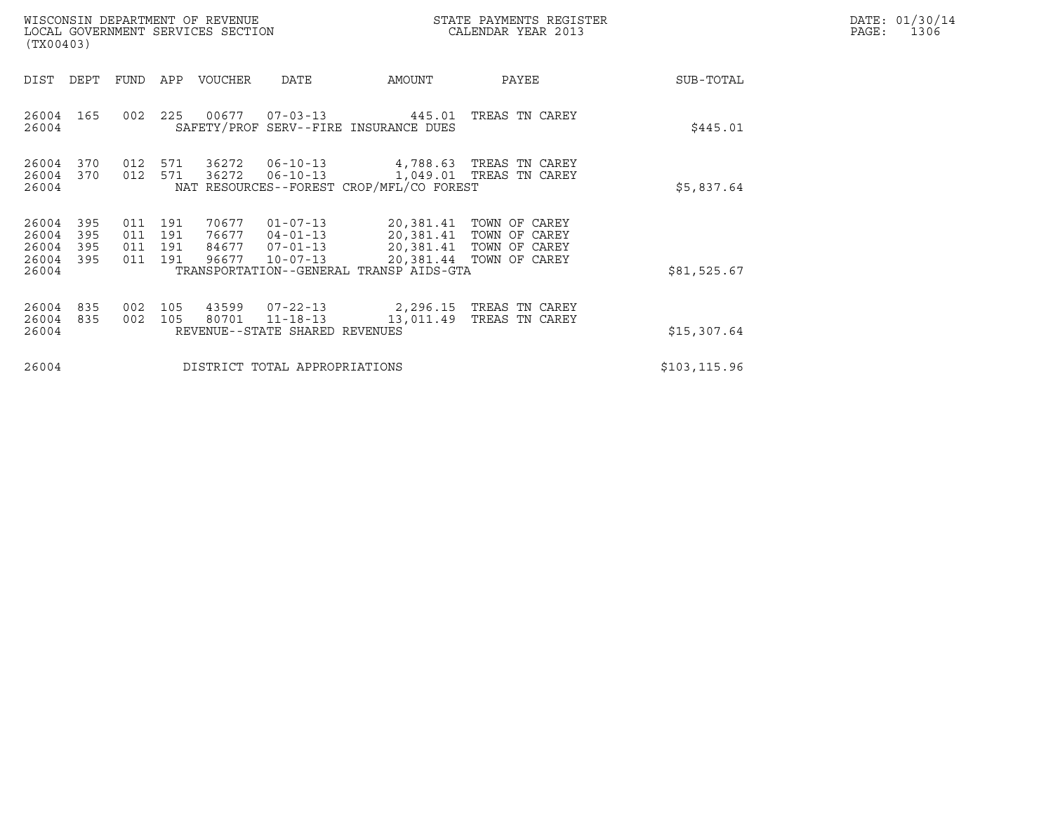| DIST | DEPT | FUND | APP | VOUCHER | DATE | AMOUNT | PAYEE | SUB-TOTAL |
|---|---|---|---|---|---|---|---|---|
| 26004 | 165 | 002 | 225 | 00677 | 07-03-13 | 445.01 | TREAS TN CAREY | |
| 26004 | | | | SAFETY/PROF SERV--FIRE INSURANCE DUES | | | | $445.01 |
| 26004 | 370 | 012 | 571 | 36272 | 06-10-13 | 4,788.63 | TREAS TN CAREY | |
| 26004 | 370 | 012 | 571 | 36272 | 06-10-13 | 1,049.01 | TREAS TN CAREY | |
| 26004 | | | | NAT RESOURCES--FOREST CROP/MFL/CO FOREST | | | | $5,837.64 |
| 26004 | 395 | 011 | 191 | 70677 | 01-07-13 | 20,381.41 | TOWN OF CAREY | |
| 26004 | 395 | 011 | 191 | 76677 | 04-01-13 | 20,381.41 | TOWN OF CAREY | |
| 26004 | 395 | 011 | 191 | 84677 | 07-01-13 | 20,381.41 | TOWN OF CAREY | |
| 26004 | 395 | 011 | 191 | 96677 | 10-07-13 | 20,381.44 | TOWN OF CAREY | |
| 26004 | | | | TRANSPORTATION--GENERAL TRANSP AIDS-GTA | | | | $81,525.67 |
| 26004 | 835 | 002 | 105 | 43599 | 07-22-13 | 2,296.15 | TREAS TN CAREY | |
| 26004 | 835 | 002 | 105 | 80701 | 11-18-13 | 13,011.49 | TREAS TN CAREY | |
| 26004 | | | | REVENUE--STATE SHARED REVENUES | | | | $15,307.64 |
| 26004 | | | | DISTRICT TOTAL APPROPRIATIONS | | | | $103,115.96 |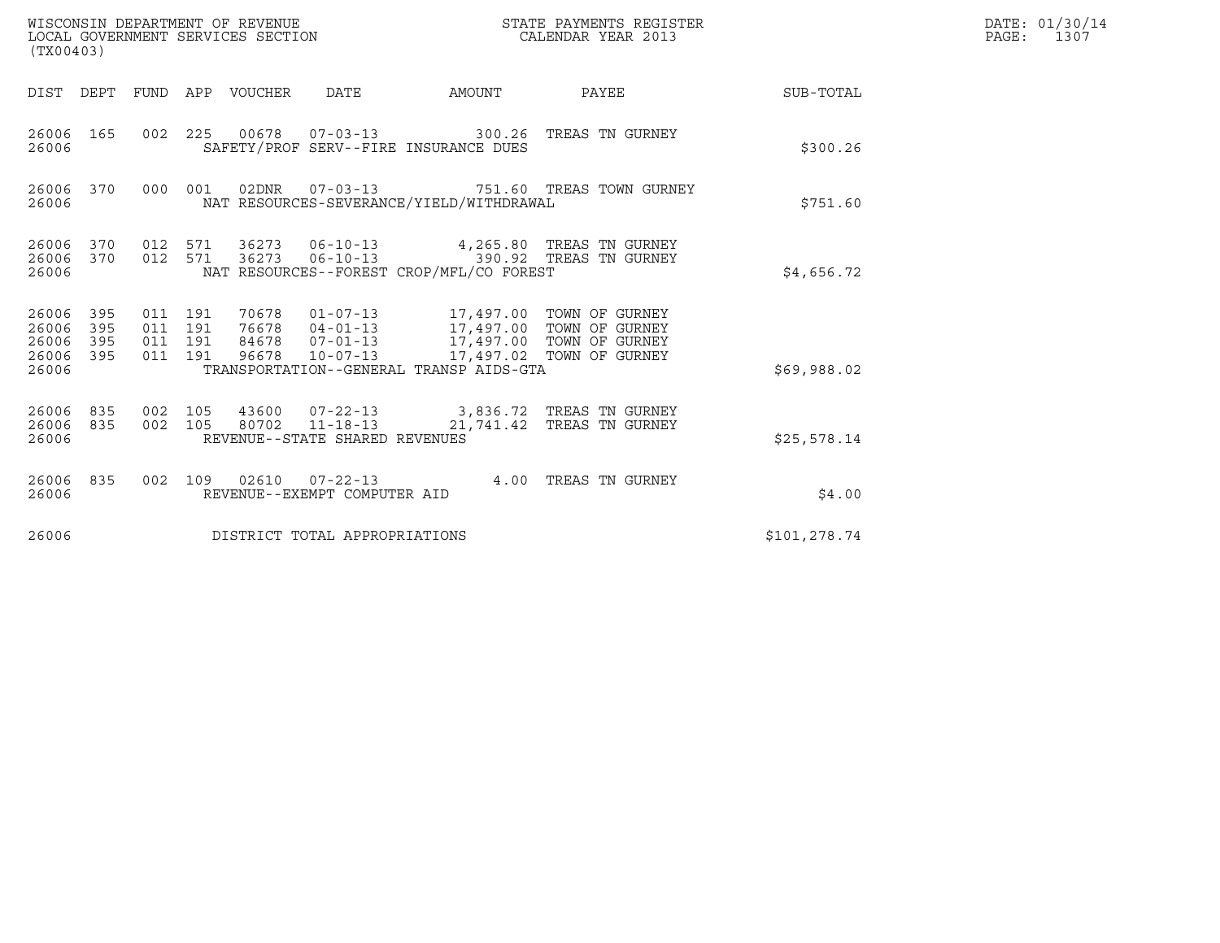WISCONSIN DEPARTMENT OF REVENUE
LOCAL GOVERNMENT SERVICES SECTION
(TX00403)

STATE PAYMENTS REGISTER
CALENDAR YEAR 2013

DATE: 01/30/14
PAGE: 1307

| DIST | DEPT | FUND | APP | VOUCHER | DATE | AMOUNT | PAYEE | SUB-TOTAL |
|---|---|---|---|---|---|---|---|---|
| 26006 | 165 | 002 | 225 | 00678 | 07-03-13 | 300.26 | TREAS TN GURNEY | |
| 26006 | | | | SAFETY/PROF SERV--FIRE INSURANCE DUES | | | | $300.26 |
| 26006 | 370 | 000 | 001 | 02DNR | 07-03-13 | 751.60 | TREAS TOWN GURNEY | |
| 26006 | | | | NAT RESOURCES-SEVERANCE/YIELD/WITHDRAWAL | | | | $751.60 |
| 26006 | 370 | 012 | 571 | 36273 | 06-10-13 | 4,265.80 | TREAS TN GURNEY | |
| 26006 | 370 | 012 | 571 | 36273 | 06-10-13 | 390.92 | TREAS TN GURNEY | |
| 26006 | | | | NAT RESOURCES--FOREST CROP/MFL/CO FOREST | | | | $4,656.72 |
| 26006 | 395 | 011 | 191 | 70678 | 01-07-13 | 17,497.00 | TOWN OF GURNEY | |
| 26006 | 395 | 011 | 191 | 76678 | 04-01-13 | 17,497.00 | TOWN OF GURNEY | |
| 26006 | 395 | 011 | 191 | 84678 | 07-01-13 | 17,497.00 | TOWN OF GURNEY | |
| 26006 | 395 | 011 | 191 | 96678 | 10-07-13 | 17,497.02 | TOWN OF GURNEY | |
| 26006 | | | | TRANSPORTATION--GENERAL TRANSP AIDS-GTA | | | | $69,988.02 |
| 26006 | 835 | 002 | 105 | 43600 | 07-22-13 | 3,836.72 | TREAS TN GURNEY | |
| 26006 | 835 | 002 | 105 | 80702 | 11-18-13 | 21,741.42 | TREAS TN GURNEY | |
| 26006 | | | | REVENUE--STATE SHARED REVENUES | | | | $25,578.14 |
| 26006 | 835 | 002 | 109 | 02610 | 07-22-13 | 4.00 | TREAS TN GURNEY | |
| 26006 | | | | REVENUE--EXEMPT COMPUTER AID | | | | $4.00 |
| 26006 | | | | DISTRICT TOTAL APPROPRIATIONS | | | | $101,278.74 |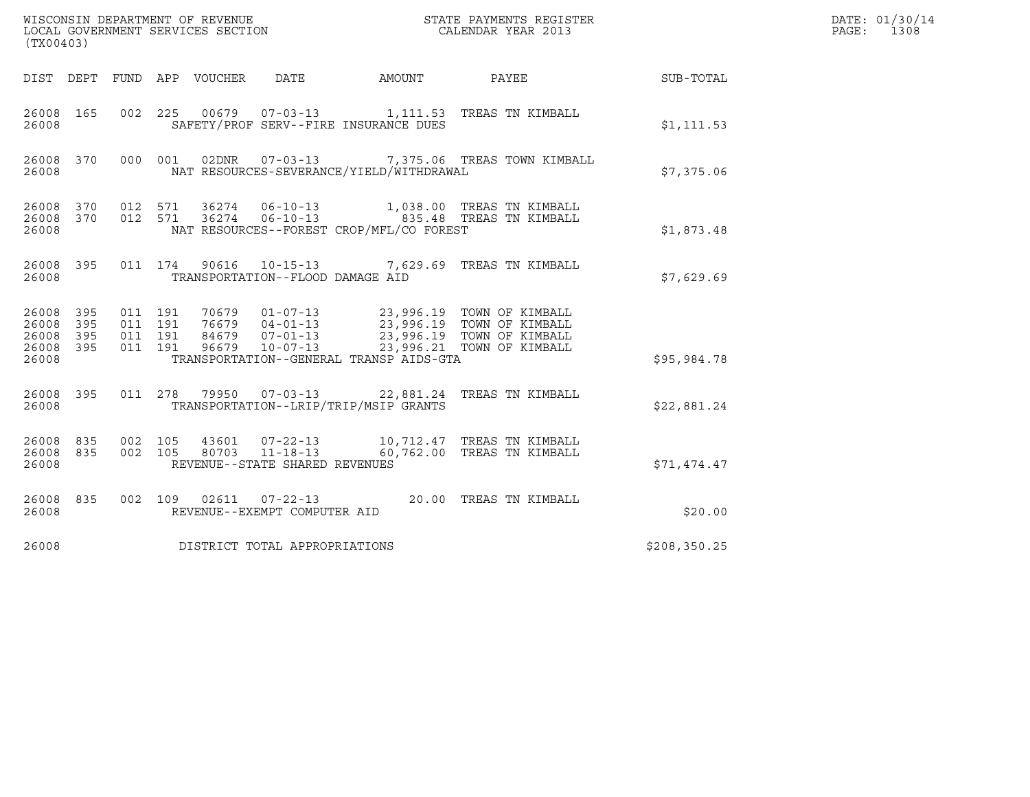WISCONSIN DEPARTMENT OF REVENUE
LOCAL GOVERNMENT SERVICES SECTION
(TX00403)

STATE PAYMENTS REGISTER
CALENDAR YEAR 2013

DATE: 01/30/14
PAGE: 1308

| DIST | DEPT | FUND | APP | VOUCHER | DATE | AMOUNT | PAYEE | SUB-TOTAL |
|---|---|---|---|---|---|---|---|---|
| 26008 | 165 | 002 | 225 | 00679 | 07-03-13 | 1,111.53 | TREAS TN KIMBALL | |
| 26008 | | | | SAFETY/PROF SERV--FIRE INSURANCE DUES | | | | $1,111.53 |
| 26008 | 370 | 000 | 001 | 02DNR | 07-03-13 | 7,375.06 | TREAS TOWN KIMBALL | |
| 26008 | | | | NAT RESOURCES-SEVERANCE/YIELD/WITHDRAWAL | | | | $7,375.06 |
| 26008 | 370 | 012 | 571 | 36274 | 06-10-13 | 1,038.00 | TREAS TN KIMBALL | |
| 26008 | 370 | 012 | 571 | 36274 | 06-10-13 | 835.48 | TREAS TN KIMBALL | |
| 26008 | | | | NAT RESOURCES--FOREST CROP/MFL/CO FOREST | | | | $1,873.48 |
| 26008 | 395 | 011 | 174 | 90616 | 10-15-13 | 7,629.69 | TREAS TN KIMBALL | |
| 26008 | | | | TRANSPORTATION--FLOOD DAMAGE AID | | | | $7,629.69 |
| 26008 | 395 | 011 | 191 | 70679 | 01-07-13 | 23,996.19 | TOWN OF KIMBALL | |
| 26008 | 395 | 011 | 191 | 76679 | 04-01-13 | 23,996.19 | TOWN OF KIMBALL | |
| 26008 | 395 | 011 | 191 | 84679 | 07-01-13 | 23,996.19 | TOWN OF KIMBALL | |
| 26008 | 395 | 011 | 191 | 96679 | 10-07-13 | 23,996.21 | TOWN OF KIMBALL | |
| 26008 | | | | TRANSPORTATION--GENERAL TRANSP AIDS-GTA | | | | $95,984.78 |
| 26008 | 395 | 011 | 278 | 79950 | 07-03-13 | 22,881.24 | TREAS TN KIMBALL | |
| 26008 | | | | TRANSPORTATION--LRIP/TRIP/MSIP GRANTS | | | | $22,881.24 |
| 26008 | 835 | 002 | 105 | 43601 | 07-22-13 | 10,712.47 | TREAS TN KIMBALL | |
| 26008 | 835 | 002 | 105 | 80703 | 11-18-13 | 60,762.00 | TREAS TN KIMBALL | |
| 26008 | | | | REVENUE--STATE SHARED REVENUES | | | | $71,474.47 |
| 26008 | 835 | 002 | 109 | 02611 | 07-22-13 | 20.00 | TREAS TN KIMBALL | |
| 26008 | | | | REVENUE--EXEMPT COMPUTER AID | | | | $20.00 |
| 26008 | | | | DISTRICT TOTAL APPROPRIATIONS | | | | $208,350.25 |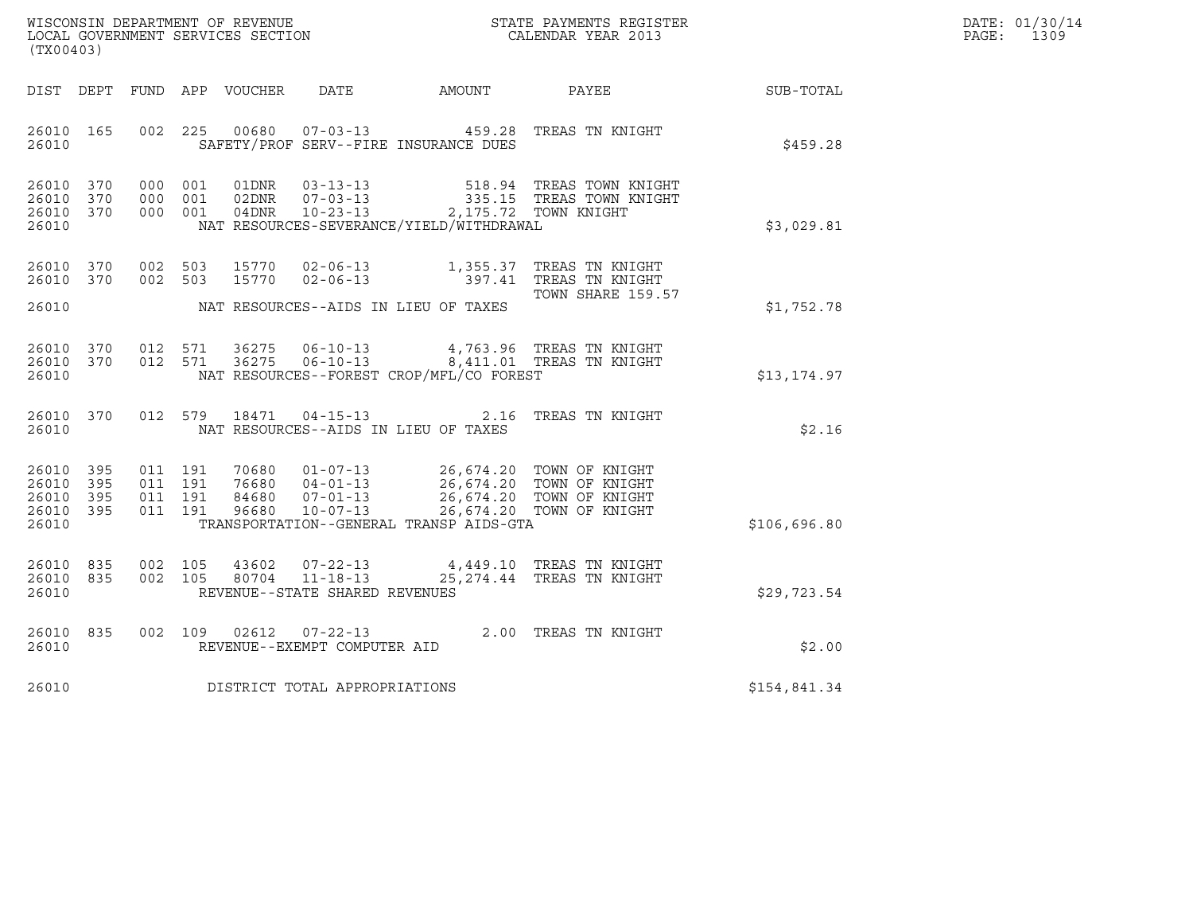WISCONSIN DEPARTMENT OF REVENUE
LOCAL GOVERNMENT SERVICES SECTION
(TX00403)

STATE PAYMENTS REGISTER
CALENDAR YEAR 2013

DATE: 01/30/14

| DIST | DEPT | FUND | APP | VOUCHER | DATE | AMOUNT | PAYEE | SUB-TOTAL |
|---|---|---|---|---|---|---|---|---|
| 26010 | 165 | 002 | 225 | 00680 | 07-03-13 | 459.28 | TREAS TN KNIGHT | |
| 26010 | | | | | SAFETY/PROF SERV--FIRE INSURANCE DUES | | | $459.28 |
| 26010 | 370 | 000 | 001 | 01DNR | 03-13-13 | 518.94 | TREAS TOWN KNIGHT | |
| 26010 | 370 | 000 | 001 | 02DNR | 07-03-13 | 335.15 | TREAS TOWN KNIGHT | |
| 26010 | 370 | 000 | 001 | 04DNR | 10-23-13 | 2,175.72 | TOWN KNIGHT | |
| 26010 | | | | | NAT RESOURCES-SEVERANCE/YIELD/WITHDRAWAL | | | $3,029.81 |
| 26010 | 370 | 002 | 503 | 15770 | 02-06-13 | 1,355.37 | TREAS TN KNIGHT | |
| 26010 | 370 | 002 | 503 | 15770 | 02-06-13 | 397.41 | TREAS TN KNIGHT TOWN SHARE 159.57 | |
| 26010 | | | | | NAT RESOURCES--AIDS IN LIEU OF TAXES | | | $1,752.78 |
| 26010 | 370 | 012 | 571 | 36275 | 06-10-13 | 4,763.96 | TREAS TN KNIGHT | |
| 26010 | 370 | 012 | 571 | 36275 | 06-10-13 | 8,411.01 | TREAS TN KNIGHT | |
| 26010 | | | | | NAT RESOURCES--FOREST CROP/MFL/CO FOREST | | | $13,174.97 |
| 26010 | 370 | 012 | 579 | 18471 | 04-15-13 | 2.16 | TREAS TN KNIGHT | |
| 26010 | | | | | NAT RESOURCES--AIDS IN LIEU OF TAXES | | | $2.16 |
| 26010 | 395 | 011 | 191 | 70680 | 01-07-13 | 26,674.20 | TOWN OF KNIGHT | |
| 26010 | 395 | 011 | 191 | 76680 | 04-01-13 | 26,674.20 | TOWN OF KNIGHT | |
| 26010 | 395 | 011 | 191 | 84680 | 07-01-13 | 26,674.20 | TOWN OF KNIGHT | |
| 26010 | 395 | 011 | 191 | 96680 | 10-07-13 | 26,674.20 | TOWN OF KNIGHT | |
| 26010 | | | | | TRANSPORTATION--GENERAL TRANSP AIDS-GTA | | | $106,696.80 |
| 26010 | 835 | 002 | 105 | 43602 | 07-22-13 | 4,449.10 | TREAS TN KNIGHT | |
| 26010 | 835 | 002 | 105 | 80704 | 11-18-13 | 25,274.44 | TREAS TN KNIGHT | |
| 26010 | | | | | REVENUE--STATE SHARED REVENUES | | | $29,723.54 |
| 26010 | 835 | 002 | 109 | 02612 | 07-22-13 | 2.00 | TREAS TN KNIGHT | |
| 26010 | | | | | REVENUE--EXEMPT COMPUTER AID | | | $2.00 |
| 26010 | | | | | DISTRICT TOTAL APPROPRIATIONS | | | $154,841.34 |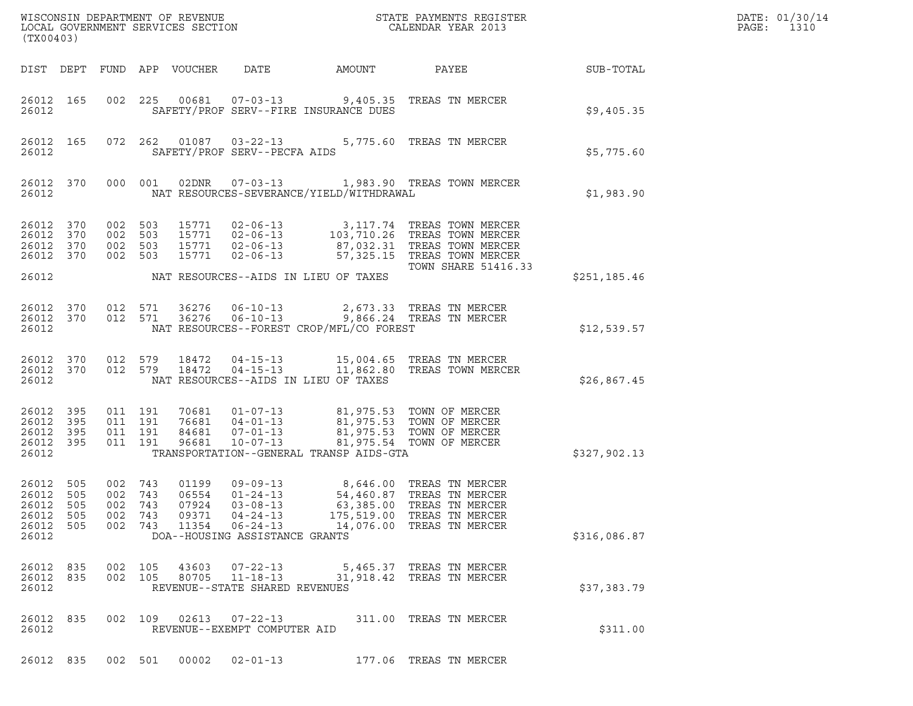WISCONSIN DEPARTMENT OF REVENUE
LOCAL GOVERNMENT SERVICES SECTION
(TX00403)

STATE PAYMENTS REGISTER
CALENDAR YEAR 2013

DATE: 01/30/14

| DIST | DEPT | FUND | APP | VOUCHER | DATE | AMOUNT | PAYEE | SUB-TOTAL |
|---|---|---|---|---|---|---|---|---|
| 26012 | 165 | 002 | 225 | 00681 | 07-03-13 | 9,405.35 | TREAS TN MERCER | |
| 26012 | | | | | SAFETY/PROF SERV--FIRE INSURANCE DUES | | | $9,405.35 |
| 26012 | 165 | 072 | 262 | 01087 | 03-22-13 | 5,775.60 | TREAS TN MERCER | |
| 26012 | | | | | SAFETY/PROF SERV--PECFA AIDS | | | $5,775.60 |
| 26012 | 370 | 000 | 001 | 02DNR | 07-03-13 | 1,983.90 | TREAS TOWN MERCER | |
| 26012 | | | | | NAT RESOURCES-SEVERANCE/YIELD/WITHDRAWAL | | | $1,983.90 |
| 26012 | 370 | 002 | 503 | 15771 | 02-06-13 | 3,117.74 | TREAS TOWN MERCER | |
| 26012 | 370 | 002 | 503 | 15771 | 02-06-13 | 103,710.26 | TREAS TOWN MERCER | |
| 26012 | 370 | 002 | 503 | 15771 | 02-06-13 | 87,032.31 | TREAS TOWN MERCER | |
| 26012 | 370 | 002 | 503 | 15771 | 02-06-13 | 57,325.15 | TREAS TOWN MERCER | |
| | | | | | | | TOWN SHARE 51416.33 | |
| 26012 | | | | | NAT RESOURCES--AIDS IN LIEU OF TAXES | | | $251,185.46 |
| 26012 | 370 | 012 | 571 | 36276 | 06-10-13 | 2,673.33 | TREAS TN MERCER | |
| 26012 | 370 | 012 | 571 | 36276 | 06-10-13 | 9,866.24 | TREAS TN MERCER | |
| 26012 | | | | | NAT RESOURCES--FOREST CROP/MFL/CO FOREST | | | $12,539.57 |
| 26012 | 370 | 012 | 579 | 18472 | 04-15-13 | 15,004.65 | TREAS TN MERCER | |
| 26012 | 370 | 012 | 579 | 18472 | 04-15-13 | 11,862.80 | TREAS TOWN MERCER | |
| 26012 | | | | | NAT RESOURCES--AIDS IN LIEU OF TAXES | | | $26,867.45 |
| 26012 | 395 | 011 | 191 | 70681 | 01-07-13 | 81,975.53 | TOWN OF MERCER | |
| 26012 | 395 | 011 | 191 | 76681 | 04-01-13 | 81,975.53 | TOWN OF MERCER | |
| 26012 | 395 | 011 | 191 | 84681 | 07-01-13 | 81,975.53 | TOWN OF MERCER | |
| 26012 | 395 | 011 | 191 | 96681 | 10-07-13 | 81,975.54 | TOWN OF MERCER | |
| 26012 | | | | | TRANSPORTATION--GENERAL TRANSP AIDS-GTA | | | $327,902.13 |
| 26012 | 505 | 002 | 743 | 01199 | 09-09-13 | 8,646.00 | TREAS TN MERCER | |
| 26012 | 505 | 002 | 743 | 06554 | 01-24-13 | 54,460.87 | TREAS TN MERCER | |
| 26012 | 505 | 002 | 743 | 07924 | 03-08-13 | 63,385.00 | TREAS TN MERCER | |
| 26012 | 505 | 002 | 743 | 09371 | 04-24-13 | 175,519.00 | TREAS TN MERCER | |
| 26012 | 505 | 002 | 743 | 11354 | 06-24-13 | 14,076.00 | TREAS TN MERCER | |
| 26012 | | | | | DOA--HOUSING ASSISTANCE GRANTS | | | $316,086.87 |
| 26012 | 835 | 002 | 105 | 43603 | 07-22-13 | 5,465.37 | TREAS TN MERCER | |
| 26012 | 835 | 002 | 105 | 80705 | 11-18-13 | 31,918.42 | TREAS TN MERCER | |
| 26012 | | | | | REVENUE--STATE SHARED REVENUES | | | $37,383.79 |
| 26012 | 835 | 002 | 109 | 02613 | 07-22-13 | 311.00 | TREAS TN MERCER | |
| 26012 | | | | | REVENUE--EXEMPT COMPUTER AID | | | $311.00 |
| 26012 | 835 | 002 | 501 | 00002 | 02-01-13 | 177.06 | TREAS TN MERCER | |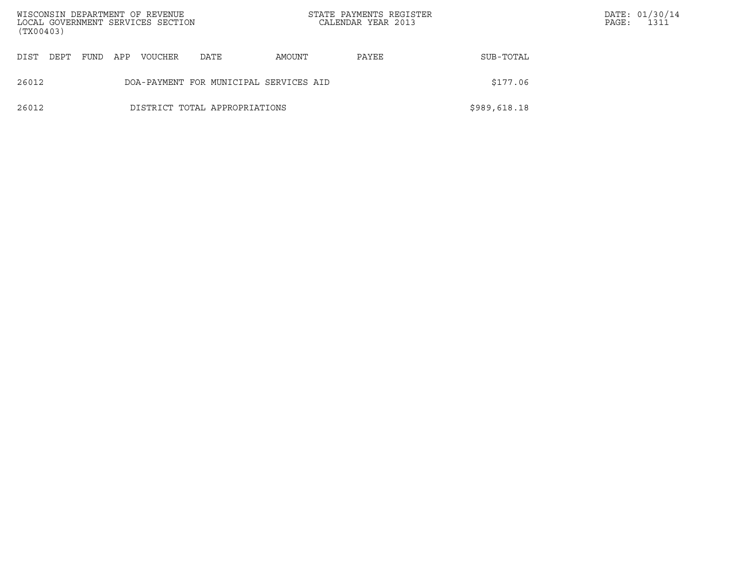| DIST | DEPT | FUND | APP | VOUCHER | DATE | AMOUNT | PAYEE | SUB-TOTAL |
|---|---|---|---|---|---|---|---|---|
| 26012 | | | | DOA-PAYMENT FOR MUNICIPAL SERVICES AID | | | | $177.06 |
| 26012 | | | | DISTRICT TOTAL APPROPRIATIONS | | | | $989,618.18 |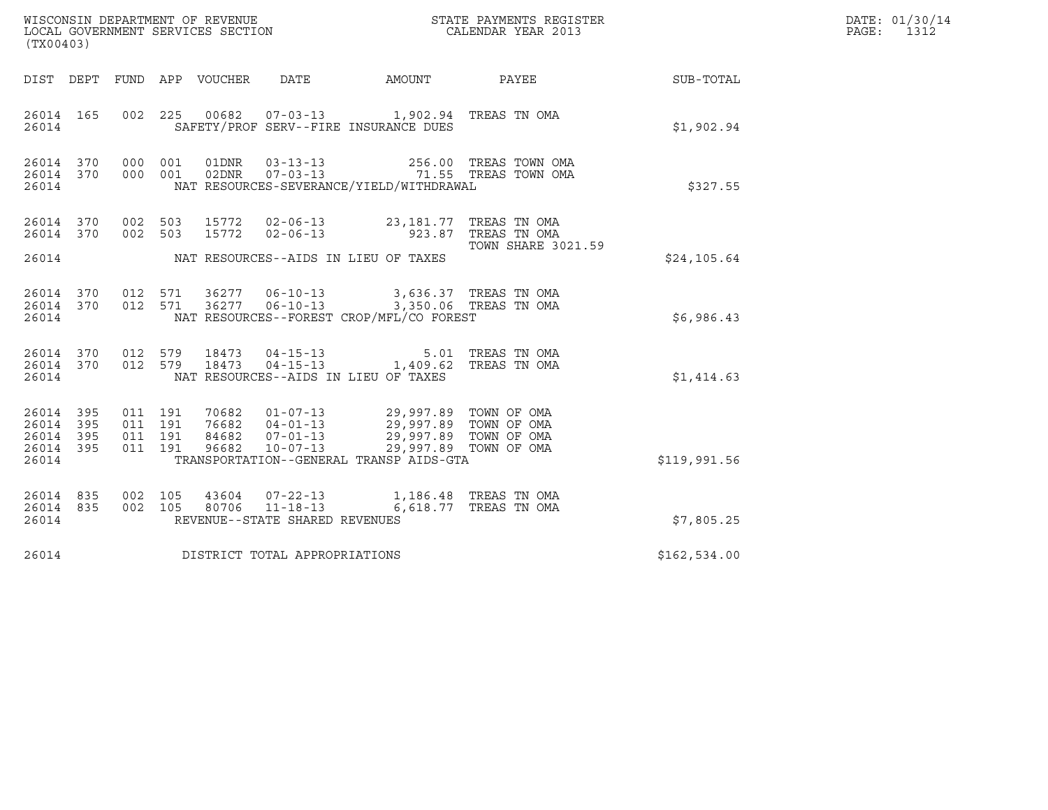WISCONSIN DEPARTMENT OF REVENUE
LOCAL GOVERNMENT SERVICES SECTION
(TX00403)

STATE PAYMENTS REGISTER
CALENDAR YEAR 2013

DATE: 01/30/14
PAGE: 1312

| DIST | DEPT | FUND | APP | VOUCHER | DATE | AMOUNT | PAYEE | SUB-TOTAL |
|---|---|---|---|---|---|---|---|---|
| 26014 | 165 | 002 | 225 | 00682 | 07-03-13 | 1,902.94 | TREAS TN OMA | |
| 26014 | | | | SAFETY/PROF SERV--FIRE INSURANCE DUES | | | | $1,902.94 |
| 26014 | 370 | 000 | 001 | 01DNR | 03-13-13 | 256.00 | TREAS TOWN OMA | |
| 26014 | 370 | 000 | 001 | 02DNR | 07-03-13 | 71.55 | TREAS TOWN OMA | |
| 26014 | | | | NAT RESOURCES-SEVERANCE/YIELD/WITHDRAWAL | | | | $327.55 |
| 26014 | 370 | 002 | 503 | 15772 | 02-06-13 | 23,181.77 | TREAS TN OMA | |
| 26014 | 370 | 002 | 503 | 15772 | 02-06-13 | 923.87 | TREAS TN OMA | |
| | | | | | | | TOWN SHARE 3021.59 | |
| 26014 | | | | NAT RESOURCES--AIDS IN LIEU OF TAXES | | | | $24,105.64 |
| 26014 | 370 | 012 | 571 | 36277 | 06-10-13 | 3,636.37 | TREAS TN OMA | |
| 26014 | 370 | 012 | 571 | 36277 | 06-10-13 | 3,350.06 | TREAS TN OMA | |
| 26014 | | | | NAT RESOURCES--FOREST CROP/MFL/CO FOREST | | | | $6,986.43 |
| 26014 | 370 | 012 | 579 | 18473 | 04-15-13 | 5.01 | TREAS TN OMA | |
| 26014 | 370 | 012 | 579 | 18473 | 04-15-13 | 1,409.62 | TREAS TN OMA | |
| 26014 | | | | NAT RESOURCES--AIDS IN LIEU OF TAXES | | | | $1,414.63 |
| 26014 | 395 | 011 | 191 | 70682 | 01-07-13 | 29,997.89 | TOWN OF OMA | |
| 26014 | 395 | 011 | 191 | 76682 | 04-01-13 | 29,997.89 | TOWN OF OMA | |
| 26014 | 395 | 011 | 191 | 84682 | 07-01-13 | 29,997.89 | TOWN OF OMA | |
| 26014 | 395 | 011 | 191 | 96682 | 10-07-13 | 29,997.89 | TOWN OF OMA | |
| 26014 | | | | TRANSPORTATION--GENERAL TRANSP AIDS-GTA | | | | $119,991.56 |
| 26014 | 835 | 002 | 105 | 43604 | 07-22-13 | 1,186.48 | TREAS TN OMA | |
| 26014 | 835 | 002 | 105 | 80706 | 11-18-13 | 6,618.77 | TREAS TN OMA | |
| 26014 | | | | REVENUE--STATE SHARED REVENUES | | | | $7,805.25 |
| 26014 | | | | DISTRICT TOTAL APPROPRIATIONS | | | | $162,534.00 |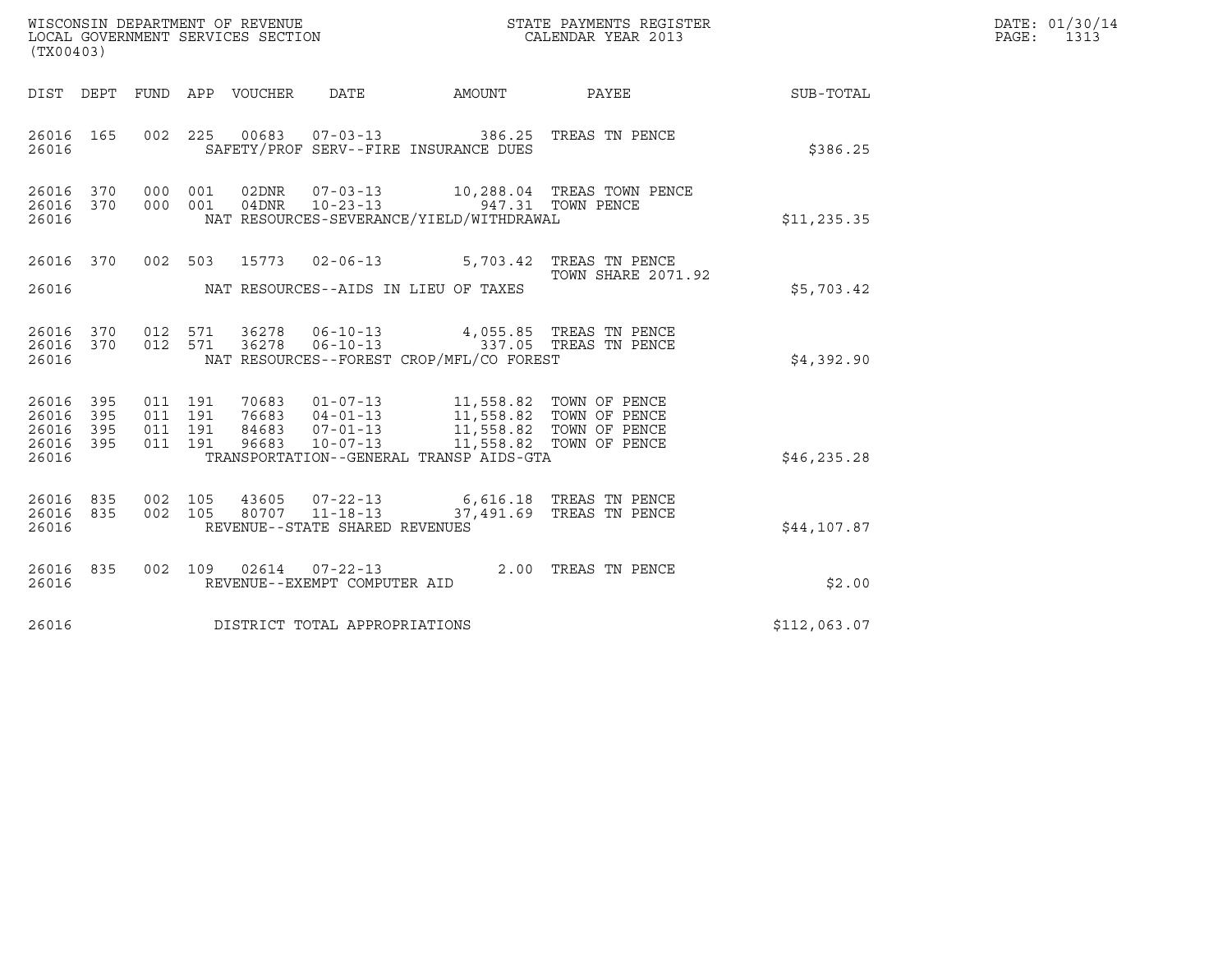WISCONSIN DEPARTMENT OF REVENUE
LOCAL GOVERNMENT SERVICES SECTION
(TX00403)

STATE PAYMENTS REGISTER
CALENDAR YEAR 2013

DATE: 01/30/14
PAGE: 1313

| DIST | DEPT | FUND | APP | VOUCHER | DATE | AMOUNT | PAYEE | SUB-TOTAL |
|---|---|---|---|---|---|---|---|---|
| 26016 | 165 | 002 | 225 | 00683 | 07-03-13 | 386.25 | TREAS TN PENCE | |
| 26016 | | | | | SAFETY/PROF SERV--FIRE INSURANCE DUES | | | $386.25 |
| 26016 | 370 | 000 | 001 | 02DNR | 07-03-13 | 10,288.04 | TREAS TOWN PENCE | |
| 26016 | 370 | 000 | 001 | 04DNR | 10-23-13 | 947.31 | TOWN PENCE | |
| 26016 | | | | | NAT RESOURCES-SEVERANCE/YIELD/WITHDRAWAL | | | $11,235.35 |
| 26016 | 370 | 002 | 503 | 15773 | 02-06-13 | 5,703.42 | TREAS TN PENCE TOWN SHARE 2071.92 | |
| 26016 | | | | | NAT RESOURCES--AIDS IN LIEU OF TAXES | | | $5,703.42 |
| 26016 | 370 | 012 | 571 | 36278 | 06-10-13 | 4,055.85 | TREAS TN PENCE | |
| 26016 | 370 | 012 | 571 | 36278 | 06-10-13 | 337.05 | TREAS TN PENCE | |
| 26016 | | | | | NAT RESOURCES--FOREST CROP/MFL/CO FOREST | | | $4,392.90 |
| 26016 | 395 | 011 | 191 | 70683 | 01-07-13 | 11,558.82 | TOWN OF PENCE | |
| 26016 | 395 | 011 | 191 | 76683 | 04-01-13 | 11,558.82 | TOWN OF PENCE | |
| 26016 | 395 | 011 | 191 | 84683 | 07-01-13 | 11,558.82 | TOWN OF PENCE | |
| 26016 | 395 | 011 | 191 | 96683 | 10-07-13 | 11,558.82 | TOWN OF PENCE | |
| 26016 | | | | | TRANSPORTATION--GENERAL TRANSP AIDS-GTA | | | $46,235.28 |
| 26016 | 835 | 002 | 105 | 43605 | 07-22-13 | 6,616.18 | TREAS TN PENCE | |
| 26016 | 835 | 002 | 105 | 80707 | 11-18-13 | 37,491.69 | TREAS TN PENCE | |
| 26016 | | | | | REVENUE--STATE SHARED REVENUES | | | $44,107.87 |
| 26016 | 835 | 002 | 109 | 02614 | 07-22-13 | 2.00 | TREAS TN PENCE | |
| 26016 | | | | | REVENUE--EXEMPT COMPUTER AID | | | $2.00 |
| 26016 | | | | | DISTRICT TOTAL APPROPRIATIONS | | | $112,063.07 |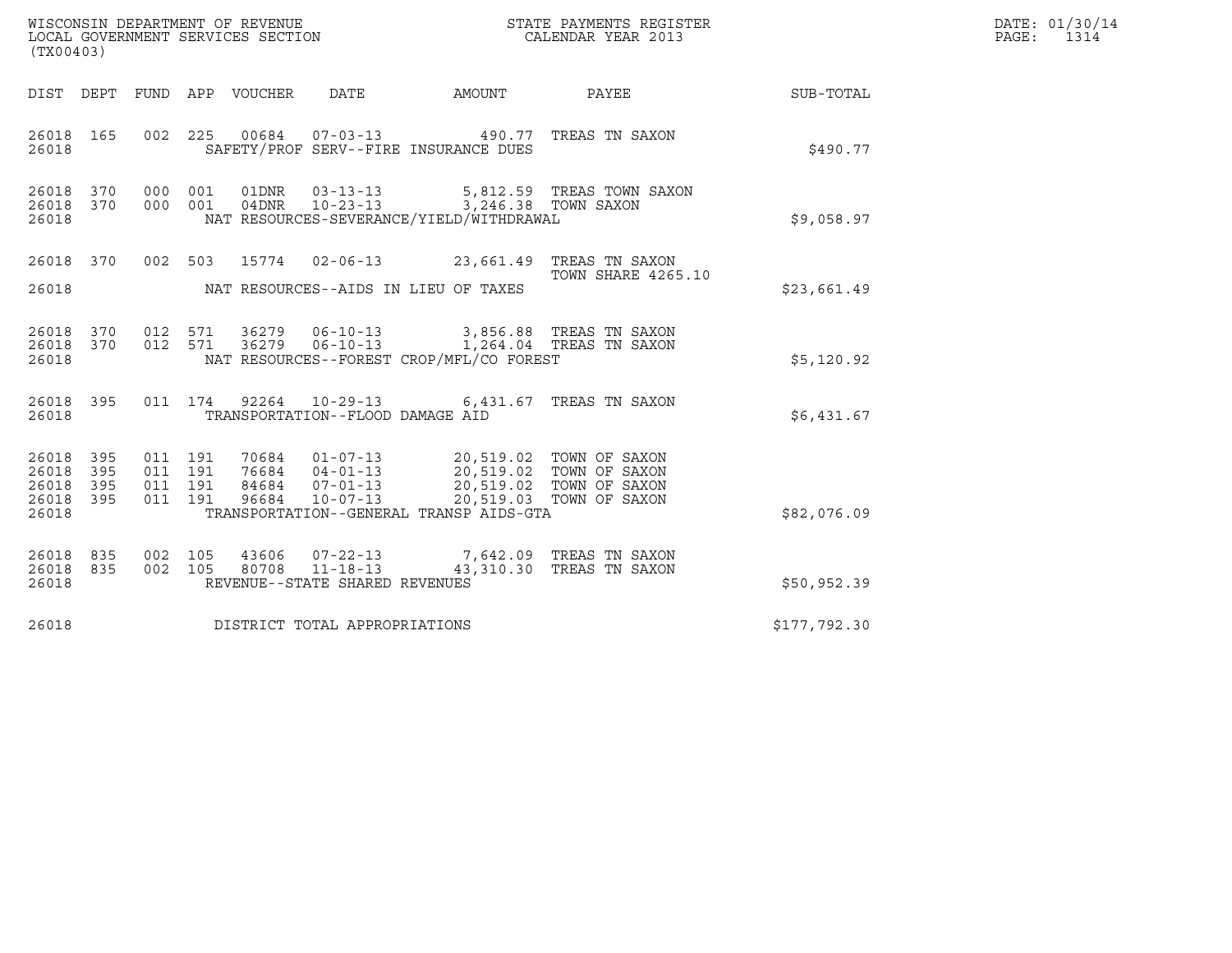WISCONSIN DEPARTMENT OF REVENUE
LOCAL GOVERNMENT SERVICES SECTION
(TX00403)

STATE PAYMENTS REGISTER
CALENDAR YEAR 2013

DATE: 01/30/14
PAGE: 1314

| DIST | DEPT | FUND | APP | VOUCHER | DATE | AMOUNT | PAYEE | SUB-TOTAL |
|---|---|---|---|---|---|---|---|---|
| 26018 | 165 | 002 | 225 | 00684 | 07-03-13 | 490.77 | TREAS TN SAXON | |
| 26018 | | | | SAFETY/PROF SERV--FIRE INSURANCE DUES | | | | $490.77 |
| 26018 | 370 | 000 | 001 | 01DNR | 03-13-13 | 5,812.59 | TREAS TOWN SAXON | |
| 26018 | 370 | 000 | 001 | 04DNR | 10-23-13 | 3,246.38 | TOWN SAXON | |
| 26018 | | | | NAT RESOURCES-SEVERANCE/YIELD/WITHDRAWAL | | | | $9,058.97 |
| 26018 | 370 | 002 | 503 | 15774 | 02-06-13 | 23,661.49 | TREAS TN SAXON TOWN SHARE 4265.10 | |
| 26018 | | | | NAT RESOURCES--AIDS IN LIEU OF TAXES | | | | $23,661.49 |
| 26018 | 370 | 012 | 571 | 36279 | 06-10-13 | 3,856.88 | TREAS TN SAXON | |
| 26018 | 370 | 012 | 571 | 36279 | 06-10-13 | 1,264.04 | TREAS TN SAXON | |
| 26018 | | | | NAT RESOURCES--FOREST CROP/MFL/CO FOREST | | | | $5,120.92 |
| 26018 | 395 | 011 | 174 | 92264 | 10-29-13 | 6,431.67 | TREAS TN SAXON | |
| 26018 | | | | TRANSPORTATION--FLOOD DAMAGE AID | | | | $6,431.67 |
| 26018 | 395 | 011 | 191 | 70684 | 01-07-13 | 20,519.02 | TOWN OF SAXON | |
| 26018 | 395 | 011 | 191 | 76684 | 04-01-13 | 20,519.02 | TOWN OF SAXON | |
| 26018 | 395 | 011 | 191 | 84684 | 07-01-13 | 20,519.02 | TOWN OF SAXON | |
| 26018 | 395 | 011 | 191 | 96684 | 10-07-13 | 20,519.03 | TOWN OF SAXON | |
| 26018 | | | | TRANSPORTATION--GENERAL TRANSP AIDS-GTA | | | | $82,076.09 |
| 26018 | 835 | 002 | 105 | 43606 | 07-22-13 | 7,642.09 | TREAS TN SAXON | |
| 26018 | 835 | 002 | 105 | 80708 | 11-18-13 | 43,310.30 | TREAS TN SAXON | |
| 26018 | | | | REVENUE--STATE SHARED REVENUES | | | | $50,952.39 |
| 26018 | | | | DISTRICT TOTAL APPROPRIATIONS | | | | $177,792.30 |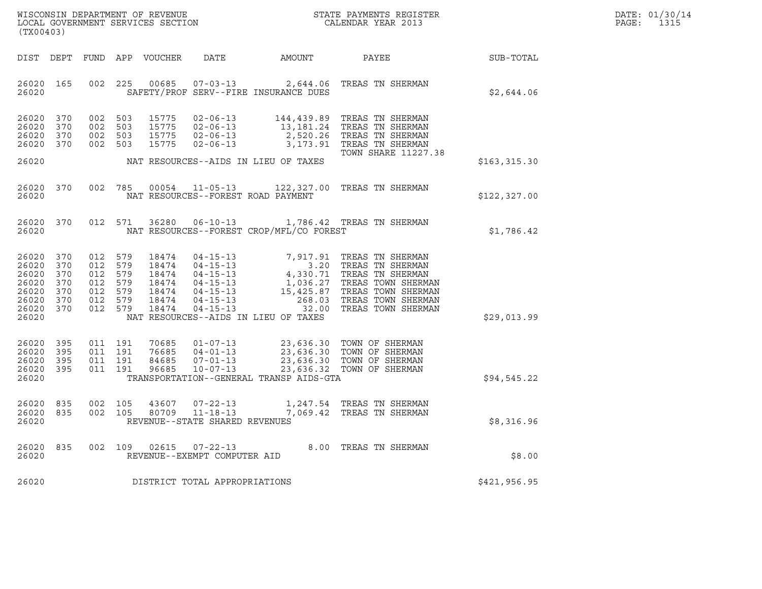WISCONSIN DEPARTMENT OF REVENUE
LOCAL GOVERNMENT SERVICES SECTION
(TX00403)

STATE PAYMENTS REGISTER
CALENDAR YEAR 2013

DATE: 01/30/14
PAGE: 1315

| DIST | DEPT | FUND | APP | VOUCHER | DATE | AMOUNT | PAYEE | SUB-TOTAL |
|---|---|---|---|---|---|---|---|---|
| 26020 | 165 | 002 | 225 | 00685 | 07-03-13 | 2,644.06 | TREAS TN SHERMAN | |
| 26020 | | | | | SAFETY/PROF SERV--FIRE INSURANCE DUES | | | $2,644.06 |
| 26020 | 370 | 002 | 503 | 15775 | 02-06-13 | 144,439.89 | TREAS TN SHERMAN | |
| 26020 | 370 | 002 | 503 | 15775 | 02-06-13 | 13,181.24 | TREAS TN SHERMAN | |
| 26020 | 370 | 002 | 503 | 15775 | 02-06-13 | 2,520.26 | TREAS TN SHERMAN | |
| 26020 | 370 | 002 | 503 | 15775 | 02-06-13 | 3,173.91 | TREAS TN SHERMAN | |
| | | | | | | | TOWN SHARE 11227.38 | |
| 26020 | | | | | NAT RESOURCES--AIDS IN LIEU OF TAXES | | | $163,315.30 |
| 26020 | 370 | 002 | 785 | 00054 | 11-05-13 | 122,327.00 | TREAS TN SHERMAN | |
| 26020 | | | | | NAT RESOURCES--FOREST ROAD PAYMENT | | | $122,327.00 |
| 26020 | 370 | 012 | 571 | 36280 | 06-10-13 | 1,786.42 | TREAS TN SHERMAN | |
| 26020 | | | | | NAT RESOURCES--FOREST CROP/MFL/CO FOREST | | | $1,786.42 |
| 26020 | 370 | 012 | 579 | 18474 | 04-15-13 | 7,917.91 | TREAS TN SHERMAN | |
| 26020 | 370 | 012 | 579 | 18474 | 04-15-13 | 3.20 | TREAS TN SHERMAN | |
| 26020 | 370 | 012 | 579 | 18474 | 04-15-13 | 4,330.71 | TREAS TN SHERMAN | |
| 26020 | 370 | 012 | 579 | 18474 | 04-15-13 | 1,036.27 | TREAS TOWN SHERMAN | |
| 26020 | 370 | 012 | 579 | 18474 | 04-15-13 | 15,425.87 | TREAS TOWN SHERMAN | |
| 26020 | 370 | 012 | 579 | 18474 | 04-15-13 | 268.03 | TREAS TOWN SHERMAN | |
| 26020 | 370 | 012 | 579 | 18474 | 04-15-13 | 32.00 | TREAS TOWN SHERMAN | |
| 26020 | | | | | NAT RESOURCES--AIDS IN LIEU OF TAXES | | | $29,013.99 |
| 26020 | 395 | 011 | 191 | 70685 | 01-07-13 | 23,636.30 | TOWN OF SHERMAN | |
| 26020 | 395 | 011 | 191 | 76685 | 04-01-13 | 23,636.30 | TOWN OF SHERMAN | |
| 26020 | 395 | 011 | 191 | 84685 | 07-01-13 | 23,636.30 | TOWN OF SHERMAN | |
| 26020 | 395 | 011 | 191 | 96685 | 10-07-13 | 23,636.32 | TOWN OF SHERMAN | |
| 26020 | | | | | TRANSPORTATION--GENERAL TRANSP AIDS-GTA | | | $94,545.22 |
| 26020 | 835 | 002 | 105 | 43607 | 07-22-13 | 1,247.54 | TREAS TN SHERMAN | |
| 26020 | 835 | 002 | 105 | 80709 | 11-18-13 | 7,069.42 | TREAS TN SHERMAN | |
| 26020 | | | | | REVENUE--STATE SHARED REVENUES | | | $8,316.96 |
| 26020 | 835 | 002 | 109 | 02615 | 07-22-13 | 8.00 | TREAS TN SHERMAN | |
| 26020 | | | | | REVENUE--EXEMPT COMPUTER AID | | | $8.00 |
| 26020 | | | | | DISTRICT TOTAL APPROPRIATIONS | | | $421,956.95 |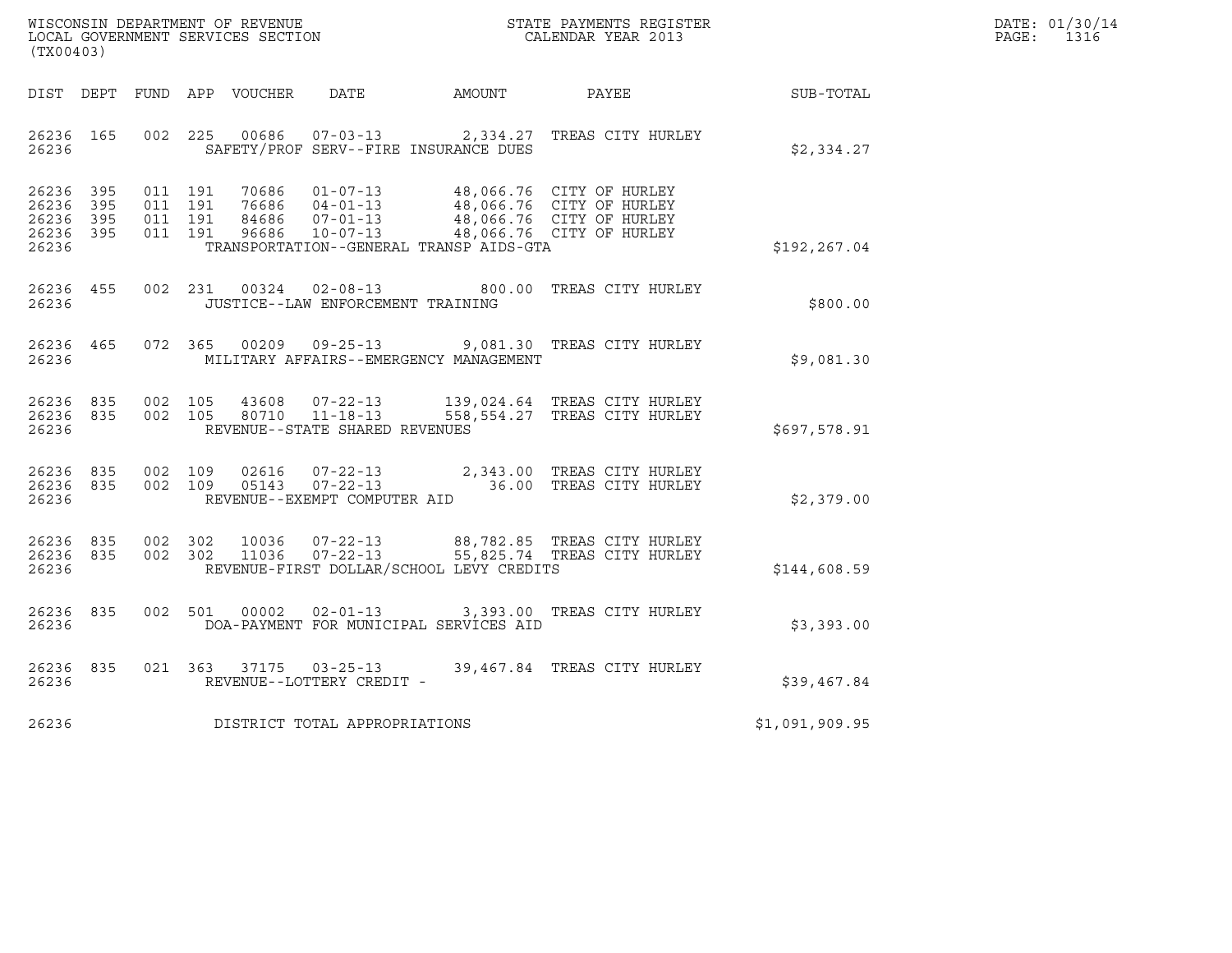WISCONSIN DEPARTMENT OF REVENUE
LOCAL GOVERNMENT SERVICES SECTION
(TX00403)

STATE PAYMENTS REGISTER
CALENDAR YEAR 2013

DATE: 01/30/14
PAGE: 1316

| DIST | DEPT | FUND | APP | VOUCHER | DATE | AMOUNT | PAYEE | SUB-TOTAL |
|---|---|---|---|---|---|---|---|---|
| 26236 | 165 | 002 | 225 | 00686 | 07-03-13 | 2,334.27 | TREAS CITY HURLEY | |
| 26236 | | | | | SAFETY/PROF SERV--FIRE INSURANCE DUES | | | $2,334.27 |
| 26236 | 395 | 011 | 191 | 70686 | 01-07-13 | 48,066.76 | CITY OF HURLEY | |
| 26236 | 395 | 011 | 191 | 76686 | 04-01-13 | 48,066.76 | CITY OF HURLEY | |
| 26236 | 395 | 011 | 191 | 84686 | 07-01-13 | 48,066.76 | CITY OF HURLEY | |
| 26236 | 395 | 011 | 191 | 96686 | 10-07-13 | 48,066.76 | CITY OF HURLEY | |
| 26236 | | | | | TRANSPORTATION--GENERAL TRANSP AIDS-GTA | | | $192,267.04 |
| 26236 | 455 | 002 | 231 | 00324 | 02-08-13 | 800.00 | TREAS CITY HURLEY | |
| 26236 | | | | | JUSTICE--LAW ENFORCEMENT TRAINING | | | $800.00 |
| 26236 | 465 | 072 | 365 | 00209 | 09-25-13 | 9,081.30 | TREAS CITY HURLEY | |
| 26236 | | | | | MILITARY AFFAIRS--EMERGENCY MANAGEMENT | | | $9,081.30 |
| 26236 | 835 | 002 | 105 | 43608 | 07-22-13 | 139,024.64 | TREAS CITY HURLEY | |
| 26236 | 835 | 002 | 105 | 80710 | 11-18-13 | 558,554.27 | TREAS CITY HURLEY | |
| 26236 | | | | | REVENUE--STATE SHARED REVENUES | | | $697,578.91 |
| 26236 | 835 | 002 | 109 | 02616 | 07-22-13 | 2,343.00 | TREAS CITY HURLEY | |
| 26236 | 835 | 002 | 109 | 05143 | 07-22-13 | 36.00 | TREAS CITY HURLEY | |
| 26236 | | | | | REVENUE--EXEMPT COMPUTER AID | | | $2,379.00 |
| 26236 | 835 | 002 | 302 | 10036 | 07-22-13 | 88,782.85 | TREAS CITY HURLEY | |
| 26236 | 835 | 002 | 302 | 11036 | 07-22-13 | 55,825.74 | TREAS CITY HURLEY | |
| 26236 | | | | | REVENUE-FIRST DOLLAR/SCHOOL LEVY CREDITS | | | $144,608.59 |
| 26236 | 835 | 002 | 501 | 00002 | 02-01-13 | 3,393.00 | TREAS CITY HURLEY | |
| 26236 | | | | | DOA-PAYMENT FOR MUNICIPAL SERVICES AID | | | $3,393.00 |
| 26236 | 835 | 021 | 363 | 37175 | 03-25-13 | 39,467.84 | TREAS CITY HURLEY | |
| 26236 | | | | | REVENUE--LOTTERY CREDIT - | | | $39,467.84 |
| 26236 | | | | | DISTRICT TOTAL APPROPRIATIONS | | | $1,091,909.95 |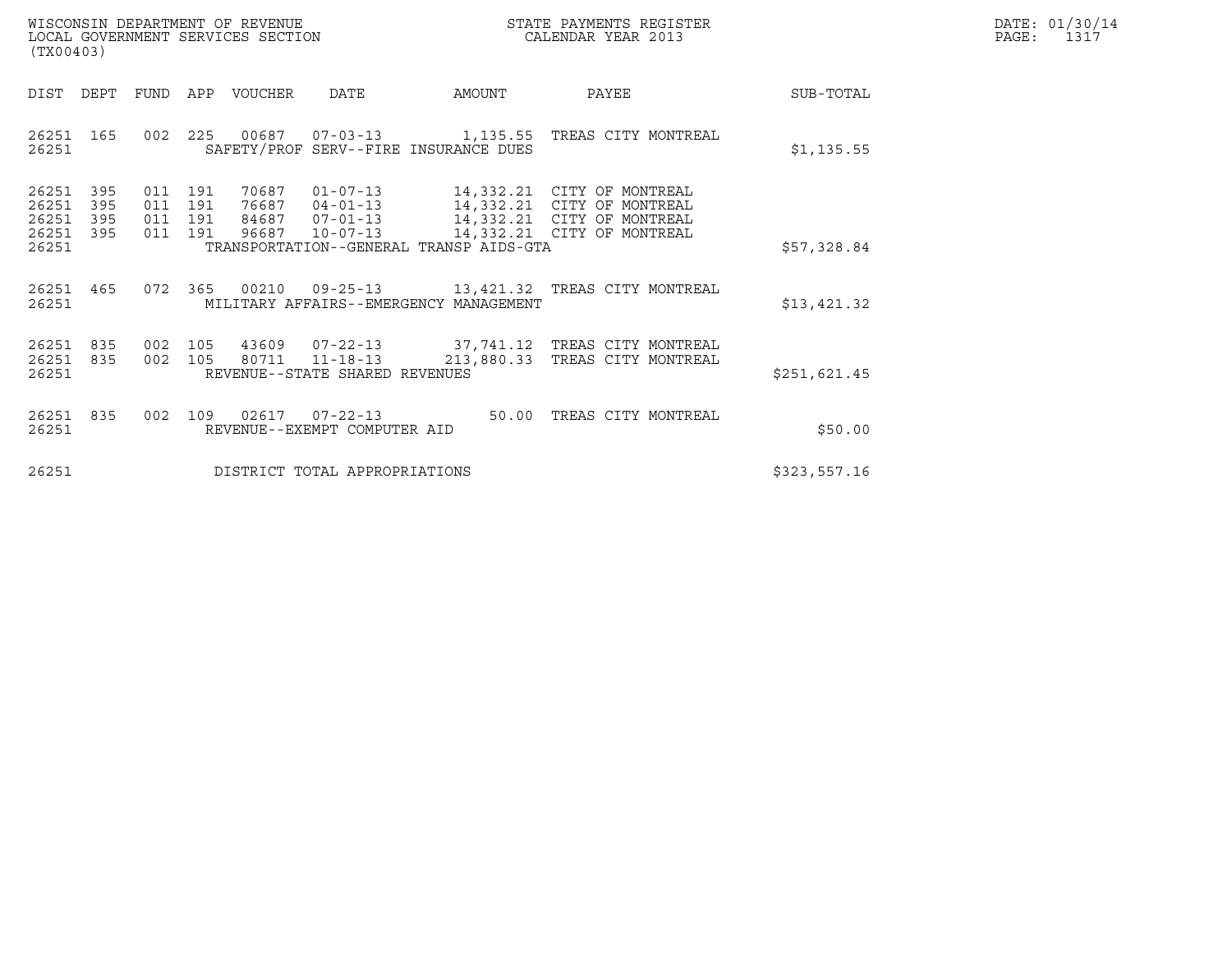WISCONSIN DEPARTMENT OF REVENUE
LOCAL GOVERNMENT SERVICES SECTION
(TX00403)

STATE PAYMENTS REGISTER
CALENDAR YEAR 2013

DATE: 01/30/14
PAGE: 1317

| DIST | DEPT | FUND | APP | VOUCHER | DATE | AMOUNT | PAYEE | SUB-TOTAL |
|---|---|---|---|---|---|---|---|---|
| 26251 | 165 | 002 | 225 | 00687 | 07-03-13 | 1,135.55 | TREAS CITY MONTREAL | |
| 26251 | | | | SAFETY/PROF SERV--FIRE INSURANCE DUES | | | | $1,135.55 |
| 26251 | 395 | 011 | 191 | 70687 | 01-07-13 | 14,332.21 | CITY OF MONTREAL | |
| 26251 | 395 | 011 | 191 | 76687 | 04-01-13 | 14,332.21 | CITY OF MONTREAL | |
| 26251 | 395 | 011 | 191 | 84687 | 07-01-13 | 14,332.21 | CITY OF MONTREAL | |
| 26251 | 395 | 011 | 191 | 96687 | 10-07-13 | 14,332.21 | CITY OF MONTREAL | |
| 26251 | | | | TRANSPORTATION--GENERAL TRANSP AIDS-GTA | | | | $57,328.84 |
| 26251 | 465 | 072 | 365 | 00210 | 09-25-13 | 13,421.32 | TREAS CITY MONTREAL | |
| 26251 | | | | MILITARY AFFAIRS--EMERGENCY MANAGEMENT | | | | $13,421.32 |
| 26251 | 835 | 002 | 105 | 43609 | 07-22-13 | 37,741.12 | TREAS CITY MONTREAL | |
| 26251 | 835 | 002 | 105 | 80711 | 11-18-13 | 213,880.33 | TREAS CITY MONTREAL | |
| 26251 | | | | REVENUE--STATE SHARED REVENUES | | | | $251,621.45 |
| 26251 | 835 | 002 | 109 | 02617 | 07-22-13 | 50.00 | TREAS CITY MONTREAL | |
| 26251 | | | | REVENUE--EXEMPT COMPUTER AID | | | | $50.00 |
| 26251 | | | | DISTRICT TOTAL APPROPRIATIONS | | | | $323,557.16 |